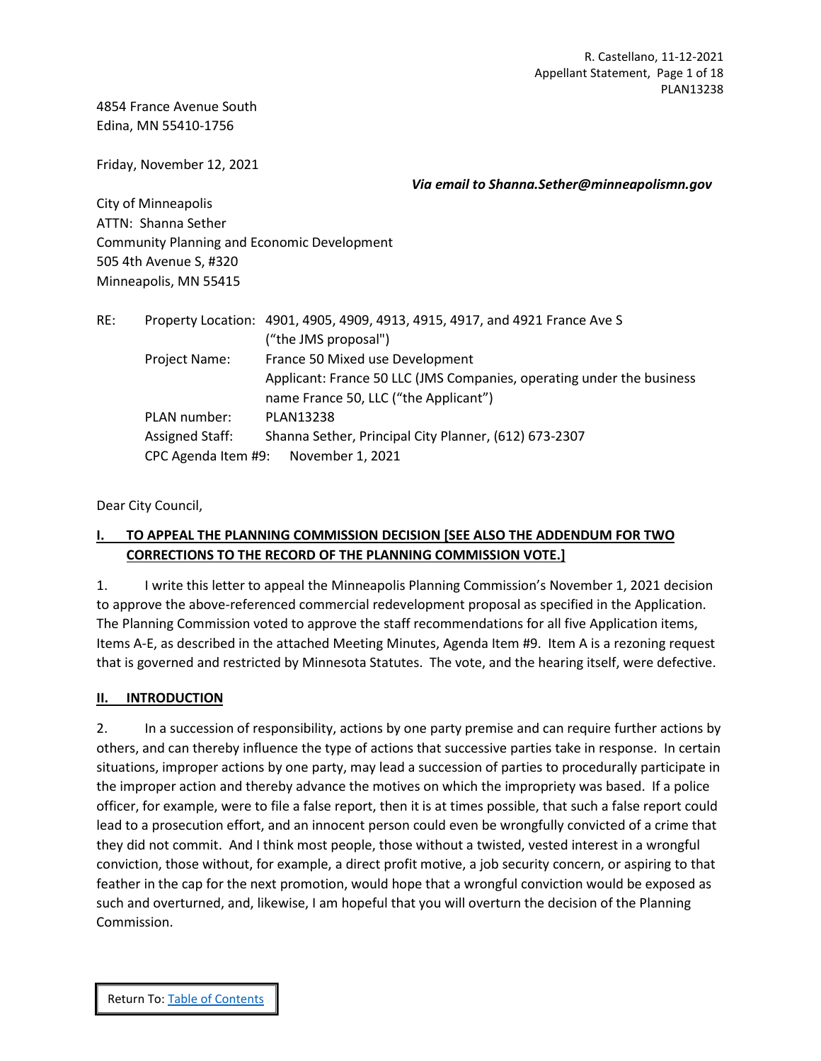4854 France Avenue South
Edina, MN 55410-1756

Friday, November 12, 2021

***Via email to Shanna.Sether@minneapolismn.gov***

City of Minneapolis
ATTN: Shanna Sether
Community Planning and Economic Development
505 4th Avenue S, #320
Minneapolis, MN 55415

| RE: | | |
|---|---|---|
| | Property Location: | 4901, 4905, 4909, 4913, 4915, 4917, and 4921 France Ave S ("the JMS proposal") |
| | Project Name: | France 50 Mixed use Development<br>Applicant: France 50 LLC (JMS Companies, operating under the business name France 50, LLC ("the Applicant") |
| | PLAN number: | PLAN13238 |
| | Assigned Staff: | Shanna Sether, Principal City Planner, (612) 673-2307 |
| | CPC Agenda Item #9: | November 1, 2021 |

Dear City Council,

## <u>I. TO APPEAL THE PLANNING COMMISSION DECISION [SEE ALSO THE ADDENDUM FOR TWO CORRECTIONS TO THE RECORD OF THE PLANNING COMMISSION VOTE.]</u>

1. I write this letter to appeal the Minneapolis Planning Commission's November 1, 2021 decision to approve the above-referenced commercial redevelopment proposal as specified in the Application. The Planning Commission voted to approve the staff recommendations for all five Application items, Items A-E, as described in the attached Meeting Minutes, Agenda Item #9. Item A is a rezoning request that is governed and restricted by Minnesota Statutes. The vote, and the hearing itself, were defective.

## <u>II. INTRODUCTION</u>

2. In a succession of responsibility, actions by one party premise and can require further actions by others, and can thereby influence the type of actions that successive parties take in response. In certain situations, improper actions by one party, may lead a succession of parties to procedurally participate in the improper action and thereby advance the motives on which the impropriety was based. If a police officer, for example, were to file a false report, then it is at times possible, that such a false report could lead to a prosecution effort, and an innocent person could even be wrongfully convicted of a crime that they did not commit. And I think most people, those without a twisted, vested interest in a wrongful conviction, those without, for example, a direct profit motive, a job security concern, or aspiring to that feather in the cap for the next promotion, would hope that a wrongful conviction would be exposed as such and overturned, and, likewise, I am hopeful that you will overturn the decision of the Planning Commission.

Return To: Table of Contents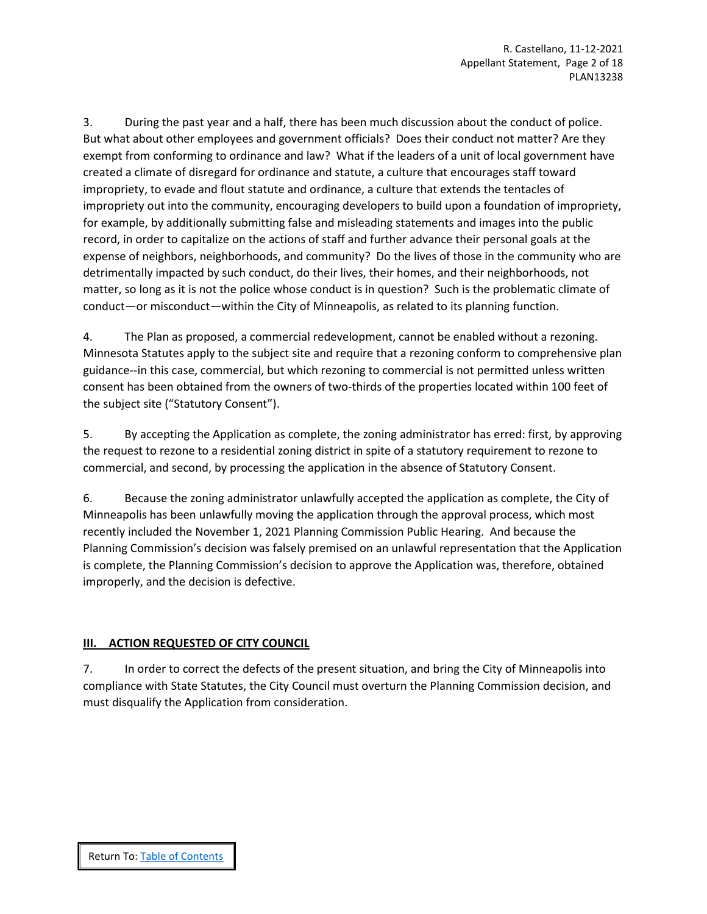3. During the past year and a half, there has been much discussion about the conduct of police. But what about other employees and government officials? Does their conduct not matter? Are they exempt from conforming to ordinance and law? What if the leaders of a unit of local government have created a climate of disregard for ordinance and statute, a culture that encourages staff toward impropriety, to evade and flout statute and ordinance, a culture that extends the tentacles of impropriety out into the community, encouraging developers to build upon a foundation of impropriety, for example, by additionally submitting false and misleading statements and images into the public record, in order to capitalize on the actions of staff and further advance their personal goals at the expense of neighbors, neighborhoods, and community? Do the lives of those in the community who are detrimentally impacted by such conduct, do their lives, their homes, and their neighborhoods, not matter, so long as it is not the police whose conduct is in question? Such is the problematic climate of conduct—or misconduct—within the City of Minneapolis, as related to its planning function.

4. The Plan as proposed, a commercial redevelopment, cannot be enabled without a rezoning. Minnesota Statutes apply to the subject site and require that a rezoning conform to comprehensive plan guidance--in this case, commercial, but which rezoning to commercial is not permitted unless written consent has been obtained from the owners of two-thirds of the properties located within 100 feet of the subject site ("Statutory Consent").

5. By accepting the Application as complete, the zoning administrator has erred: first, by approving the request to rezone to a residential zoning district in spite of a statutory requirement to rezone to commercial, and second, by processing the application in the absence of Statutory Consent.

6. Because the zoning administrator unlawfully accepted the application as complete, the City of Minneapolis has been unlawfully moving the application through the approval process, which most recently included the November 1, 2021 Planning Commission Public Hearing. And because the Planning Commission's decision was falsely premised on an unlawful representation that the Application is complete, the Planning Commission's decision to approve the Application was, therefore, obtained improperly, and the decision is defective.

## III. ACTION REQUESTED OF CITY COUNCIL

7. In order to correct the defects of the present situation, and bring the City of Minneapolis into compliance with State Statutes, the City Council must overturn the Planning Commission decision, and must disqualify the Application from consideration.

Return To: [Table of Contents]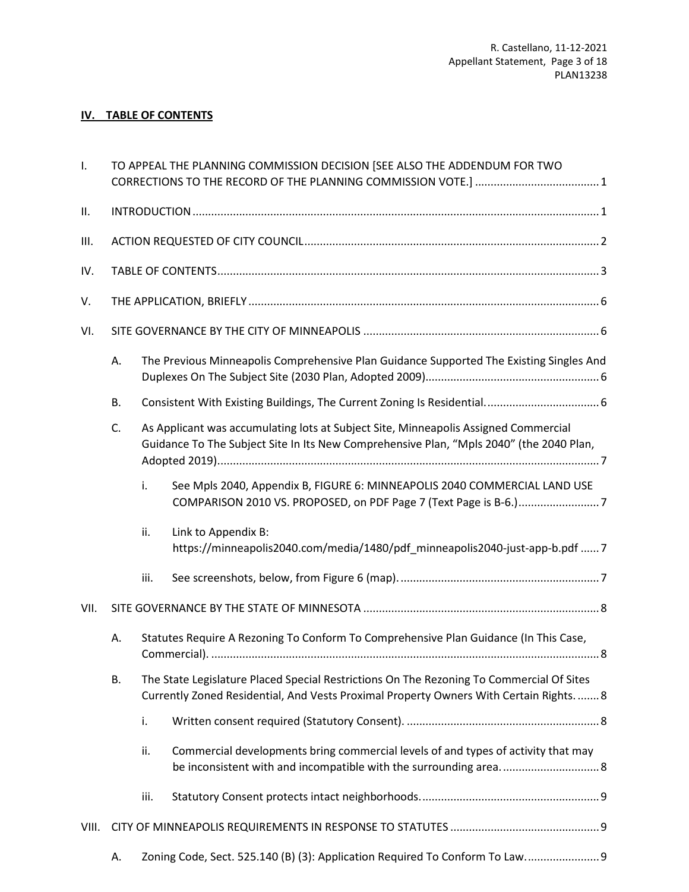## **IV. TABLE OF CONTENTS**

I. TO APPEAL THE PLANNING COMMISSION DECISION [SEE ALSO THE ADDENDUM FOR TWO CORRECTIONS TO THE RECORD OF THE PLANNING COMMISSION VOTE.] ........ 1

II. INTRODUCTION ........ 1

III. ACTION REQUESTED OF CITY COUNCIL ........ 2

IV. TABLE OF CONTENTS ........ 3

V. THE APPLICATION, BRIEFLY ........ 6

VI. SITE GOVERNANCE BY THE CITY OF MINNEAPOLIS ........ 6

- A. The Previous Minneapolis Comprehensive Plan Guidance Supported The Existing Singles And Duplexes On The Subject Site (2030 Plan, Adopted 2009) ........ 6
- B. Consistent With Existing Buildings, The Current Zoning Is Residential. ........ 6
- C. As Applicant was accumulating lots at Subject Site, Minneapolis Assigned Commercial Guidance To The Subject Site In Its New Comprehensive Plan, "Mpls 2040" (the 2040 Plan, Adopted 2019) ........ 7
  - i. See Mpls 2040, Appendix B, FIGURE 6: MINNEAPOLIS 2040 COMMERCIAL LAND USE COMPARISON 2010 VS. PROPOSED, on PDF Page 7 (Text Page is B-6.) ........ 7
  - ii. Link to Appendix B: https://minneapolis2040.com/media/1480/pdf_minneapolis2040-just-app-b.pdf ........ 7
  - iii. See screenshots, below, from Figure 6 (map). ........ 7

VII. SITE GOVERNANCE BY THE STATE OF MINNESOTA ........ 8

- A. Statutes Require A Rezoning To Conform To Comprehensive Plan Guidance (In This Case, Commercial). ........ 8
- B. The State Legislature Placed Special Restrictions On The Rezoning To Commercial Of Sites Currently Zoned Residential, And Vests Proximal Property Owners With Certain Rights. ........ 8
  - i. Written consent required (Statutory Consent). ........ 8
  - ii. Commercial developments bring commercial levels of and types of activity that may be inconsistent with and incompatible with the surrounding area. ........ 8
  - iii. Statutory Consent protects intact neighborhoods. ........ 9

VIII. CITY OF MINNEAPOLIS REQUIREMENTS IN RESPONSE TO STATUTES ........ 9

- A. Zoning Code, Sect. 525.140 (B) (3): Application Required To Conform To Law. ........ 9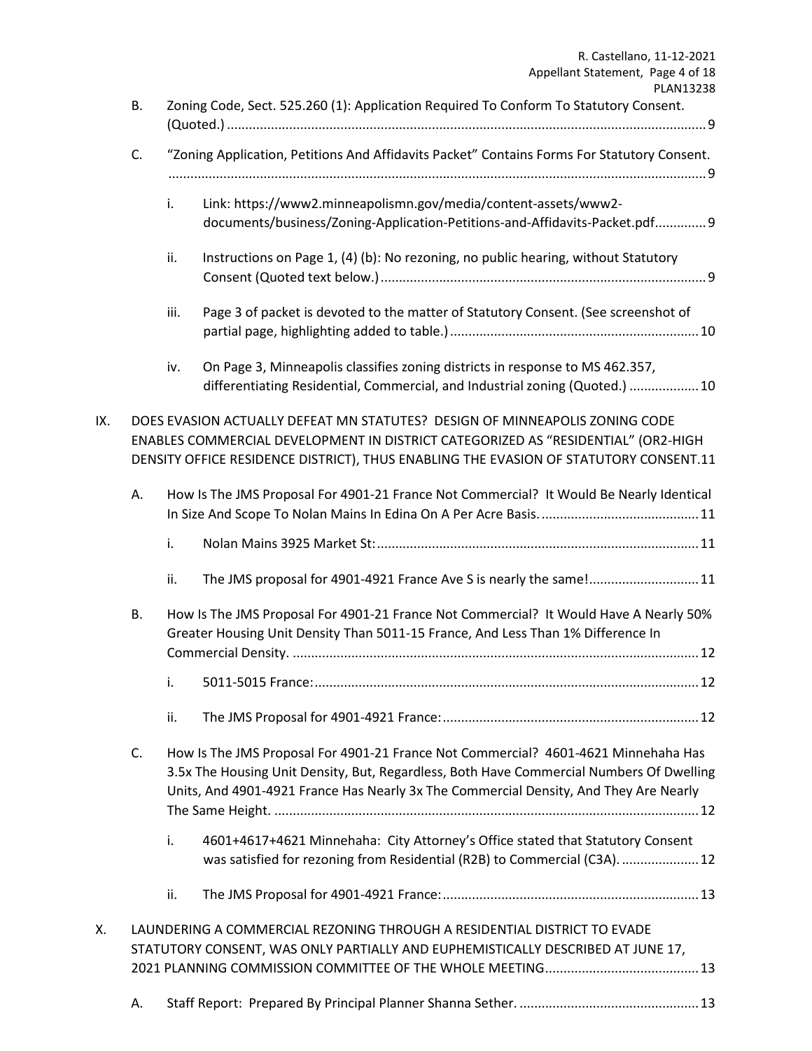- B. Zoning Code, Sect. 525.260 (1): Application Required To Conform To Statutory Consent. (Quoted.) .......... 9
- C. "Zoning Application, Petitions And Affidavits Packet" Contains Forms For Statutory Consent. .......... 9
  - i. Link: https://www2.minneapolismn.gov/media/content-assets/www2-documents/business/Zoning-Application-Petitions-and-Affidavits-Packet.pdf .......... 9
  - ii. Instructions on Page 1, (4) (b): No rezoning, no public hearing, without Statutory Consent (Quoted text below.) .......... 9
  - iii. Page 3 of packet is devoted to the matter of Statutory Consent. (See screenshot of partial page, highlighting added to table.) .......... 10
  - iv. On Page 3, Minneapolis classifies zoning districts in response to MS 462.357, differentiating Residential, Commercial, and Industrial zoning (Quoted.) .......... 10

IX. DOES EVASION ACTUALLY DEFEAT MN STATUTES? DESIGN OF MINNEAPOLIS ZONING CODE ENABLES COMMERCIAL DEVELOPMENT IN DISTRICT CATEGORIZED AS "RESIDENTIAL" (OR2-HIGH DENSITY OFFICE RESIDENCE DISTRICT), THUS ENABLING THE EVASION OF STATUTORY CONSENT. 11

- A. How Is The JMS Proposal For 4901-21 France Not Commercial? It Would Be Nearly Identical In Size And Scope To Nolan Mains In Edina On A Per Acre Basis. .......... 11
  - i. Nolan Mains 3925 Market St: .......... 11
  - ii. The JMS proposal for 4901-4921 France Ave S is nearly the same! .......... 11
- B. How Is The JMS Proposal For 4901-21 France Not Commercial? It Would Have A Nearly 50% Greater Housing Unit Density Than 5011-15 France, And Less Than 1% Difference In Commercial Density. .......... 12
  - i. 5011-5015 France: .......... 12
  - ii. The JMS Proposal for 4901-4921 France: .......... 12
- C. How Is The JMS Proposal For 4901-21 France Not Commercial? 4601-4621 Minnehaha Has 3.5x The Housing Unit Density, But, Regardless, Both Have Commercial Numbers Of Dwelling Units, And 4901-4921 France Has Nearly 3x The Commercial Density, And They Are Nearly The Same Height. .......... 12
  - i. 4601+4617+4621 Minnehaha: City Attorney's Office stated that Statutory Consent was satisfied for rezoning from Residential (R2B) to Commercial (C3A). .......... 12
  - ii. The JMS Proposal for 4901-4921 France: .......... 13

X. LAUNDERING A COMMERCIAL REZONING THROUGH A RESIDENTIAL DISTRICT TO EVADE STATUTORY CONSENT, WAS ONLY PARTIALLY AND EUPHEMISTICALLY DESCRIBED AT JUNE 17, 2021 PLANNING COMMISSION COMMITTEE OF THE WHOLE MEETING .......... 13

- A. Staff Report: Prepared By Principal Planner Shanna Sether. .......... 13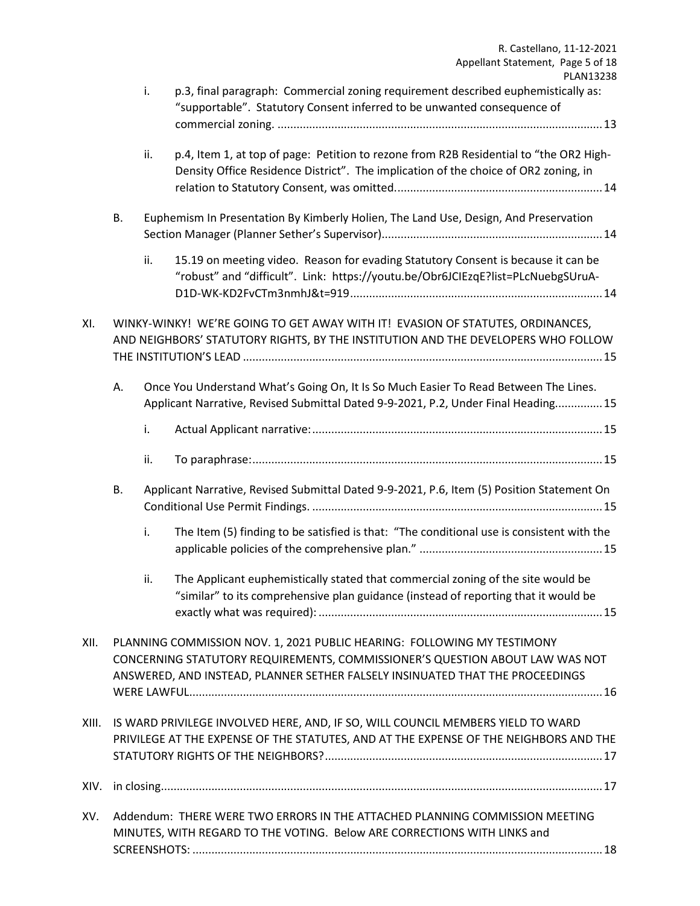- i. p.3, final paragraph: Commercial zoning requirement described euphemistically as: "supportable". Statutory Consent inferred to be unwanted consequence of commercial zoning. ....................................................................................................... 13
- ii. p.4, Item 1, at top of page: Petition to rezone from R2B Residential to "the OR2 High-Density Office Residence District". The implication of the choice of OR2 zoning, in relation to Statutory Consent, was omitted. ................................................................. 14

B. Euphemism In Presentation By Kimberly Holien, The Land Use, Design, And Preservation Section Manager (Planner Sether's Supervisor) ..................................................................... 14

- ii. 15.19 on meeting video. Reason for evading Statutory Consent is because it can be "robust" and "difficult". Link: https://youtu.be/Obr6JCIEzqE?list=PLcNuebgSUruA-D1D-WK-KD2FvCTm3nmhJ&t=919 ............................................................................... 14

XI. WINKY-WINKY! WE'RE GOING TO GET AWAY WITH IT! EVASION OF STATUTES, ORDINANCES, AND NEIGHBORS' STATUTORY RIGHTS, BY THE INSTITUTION AND THE DEVELOPERS WHO FOLLOW THE INSTITUTION'S LEAD ................................................................................................................ 15

A. Once You Understand What's Going On, It Is So Much Easier To Read Between The Lines. Applicant Narrative, Revised Submittal Dated 9-9-2021, P.2, Under Final Heading............... 15

- i. Actual Applicant narrative: .......................................................................................... 15
- ii. To paraphrase: ............................................................................................................. 15

B. Applicant Narrative, Revised Submittal Dated 9-9-2021, P.6, Item (5) Position Statement On Conditional Use Permit Findings. ........................................................................................... 15

- i. The Item (5) finding to be satisfied is that: "The conditional use is consistent with the applicable policies of the comprehensive plan." ......................................................... 15
- ii. The Applicant euphemistically stated that commercial zoning of the site would be "similar" to its comprehensive plan guidance (instead of reporting that it would be exactly what was required): ......................................................................................... 15

XII. PLANNING COMMISSION NOV. 1, 2021 PUBLIC HEARING: FOLLOWING MY TESTIMONY CONCERNING STATUTORY REQUIREMENTS, COMMISSIONER'S QUESTION ABOUT LAW WAS NOT ANSWERED, AND INSTEAD, PLANNER SETHER FALSELY INSINUATED THAT THE PROCEEDINGS WERE LAWFUL................................................................................................................................. 16

XIII. IS WARD PRIVILEGE INVOLVED HERE, AND, IF SO, WILL COUNCIL MEMBERS YIELD TO WARD PRIVILEGE AT THE EXPENSE OF THE STATUTES, AND AT THE EXPENSE OF THE NEIGHBORS AND THE STATUTORY RIGHTS OF THE NEIGHBORS? ....................................................................................... 17

XIV. in closing.......................................................................................................................................... 17

XV. Addendum: THERE WERE TWO ERRORS IN THE ATTACHED PLANNING COMMISSION MEETING MINUTES, WITH REGARD TO THE VOTING. Below ARE CORRECTIONS WITH LINKS and SCREENSHOTS: ................................................................................................................................ 18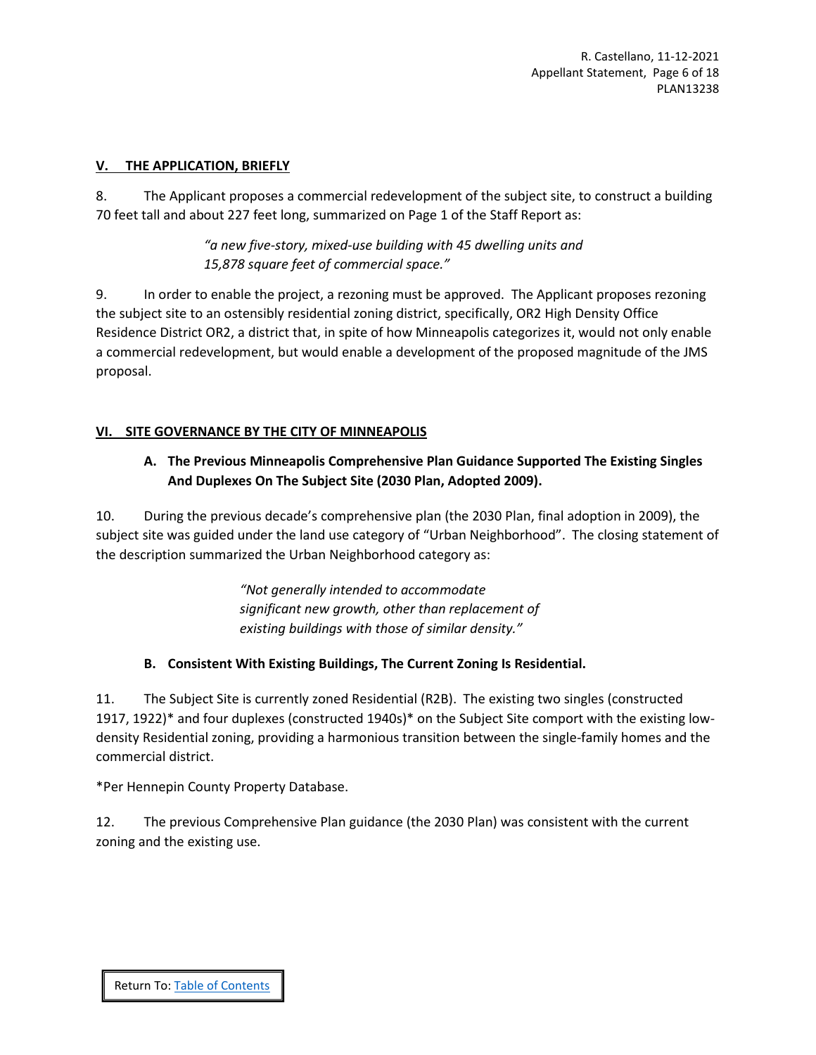## V. THE APPLICATION, BRIEFLY

8. The Applicant proposes a commercial redevelopment of the subject site, to construct a building 70 feet tall and about 227 feet long, summarized on Page 1 of the Staff Report as:

> *"a new five-story, mixed-use building with 45 dwelling units and 15,878 square feet of commercial space."*

9. In order to enable the project, a rezoning must be approved. The Applicant proposes rezoning the subject site to an ostensibly residential zoning district, specifically, OR2 High Density Office Residence District OR2, a district that, in spite of how Minneapolis categorizes it, would not only enable a commercial redevelopment, but would enable a development of the proposed magnitude of the JMS proposal.

## VI. SITE GOVERNANCE BY THE CITY OF MINNEAPOLIS

### A. The Previous Minneapolis Comprehensive Plan Guidance Supported The Existing Singles And Duplexes On The Subject Site (2030 Plan, Adopted 2009).

10. During the previous decade's comprehensive plan (the 2030 Plan, final adoption in 2009), the subject site was guided under the land use category of "Urban Neighborhood". The closing statement of the description summarized the Urban Neighborhood category as:

> *"Not generally intended to accommodate significant new growth, other than replacement of existing buildings with those of similar density."*

### B. Consistent With Existing Buildings, The Current Zoning Is Residential.

11. The Subject Site is currently zoned Residential (R2B). The existing two singles (constructed 1917, 1922)* and four duplexes (constructed 1940s)* on the Subject Site comport with the existing low-density Residential zoning, providing a harmonious transition between the single-family homes and the commercial district.

*Per Hennepin County Property Database.

12. The previous Comprehensive Plan guidance (the 2030 Plan) was consistent with the current zoning and the existing use.

Return To: [Table of Contents]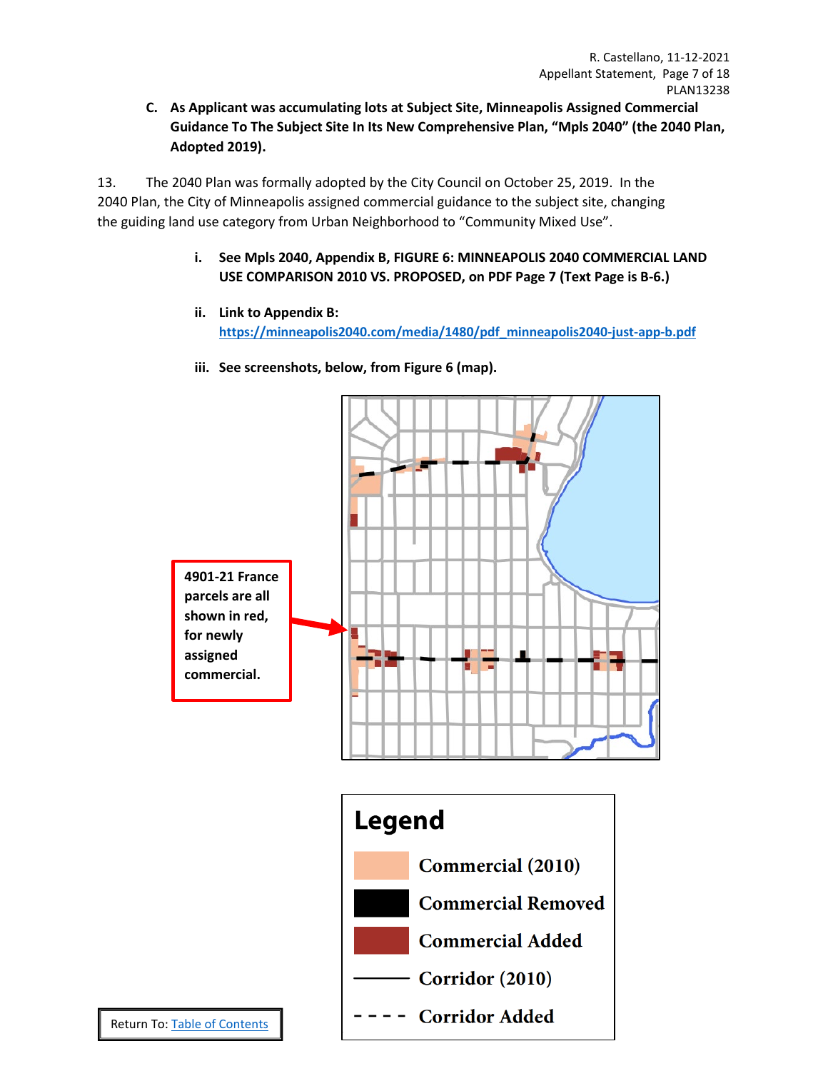**C. As Applicant was accumulating lots at Subject Site, Minneapolis Assigned Commercial Guidance To The Subject Site In Its New Comprehensive Plan, “Mpls 2040” (the 2040 Plan, Adopted 2019).**

13. The 2040 Plan was formally adopted by the City Council on October 25, 2019. In the 2040 Plan, the City of Minneapolis assigned commercial guidance to the subject site, changing the guiding land use category from Urban Neighborhood to “Community Mixed Use”.

i. **See Mpls 2040, Appendix B, FIGURE 6: MINNEAPOLIS 2040 COMMERCIAL LAND USE COMPARISON 2010 VS. PROPOSED, on PDF Page 7 (Text Page is B-6.)**

ii. **Link to Appendix B:** [https://minneapolis2040.com/media/1480/pdf_minneapolis2040-just-app-b.pdf](https://minneapolis2040.com/media/1480/pdf_minneapolis2040-just-app-b.pdf)

iii. **See screenshots, below, from Figure 6 (map).**

**4901-21 France parcels are all shown in red, for newly assigned commercial.**

**Legend**

- Commercial (2010)
- Commercial Removed
- Commercial Added
- Corridor (2010)
- Corridor Added

Return To: Table of Contents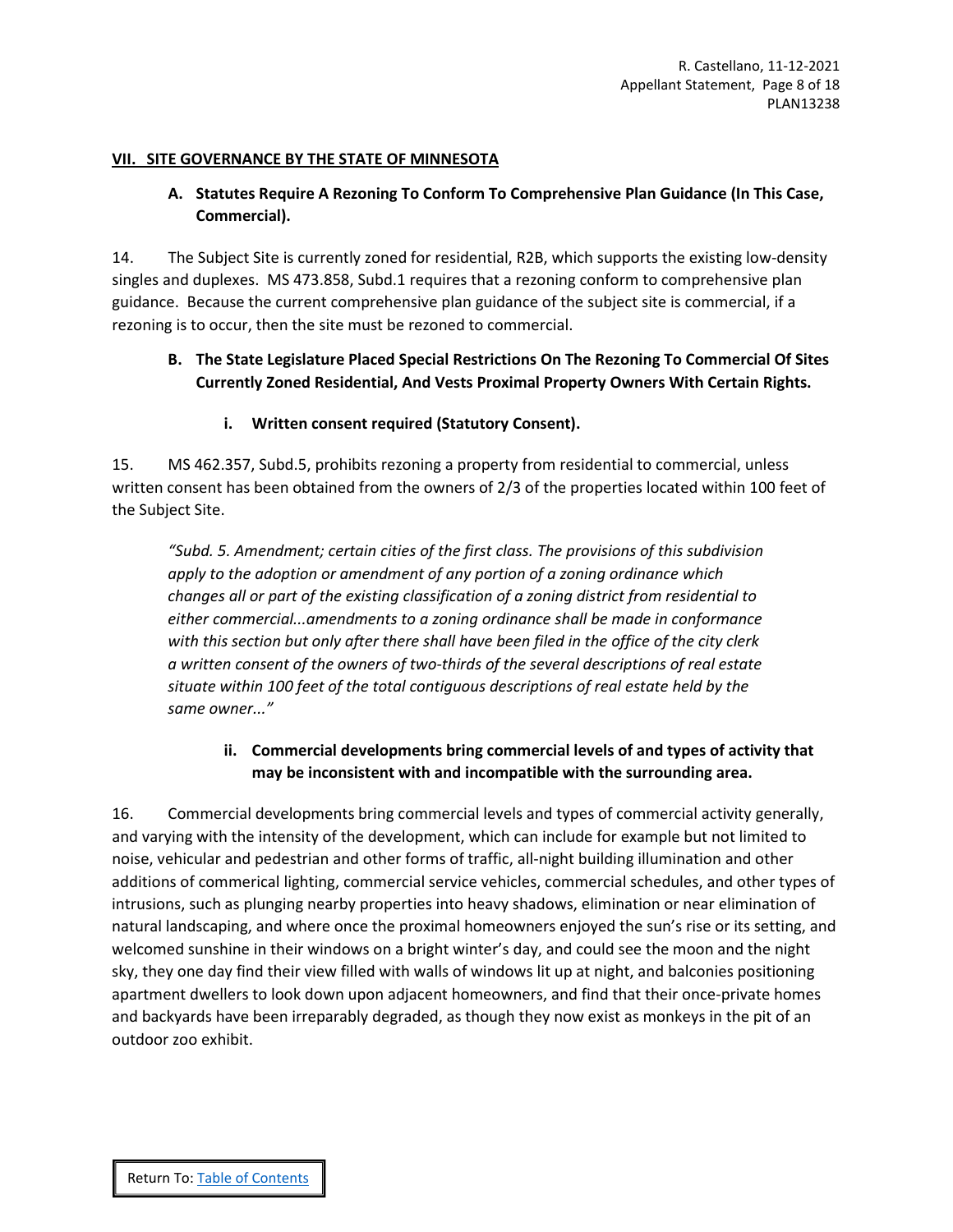## VII. SITE GOVERNANCE BY THE STATE OF MINNESOTA

### A. Statutes Require A Rezoning To Conform To Comprehensive Plan Guidance (In This Case, Commercial).

14. The Subject Site is currently zoned for residential, R2B, which supports the existing low-density singles and duplexes. MS 473.858, Subd.1 requires that a rezoning conform to comprehensive plan guidance. Because the current comprehensive plan guidance of the subject site is commercial, if a rezoning is to occur, then the site must be rezoned to commercial.

### B. The State Legislature Placed Special Restrictions On The Rezoning To Commercial Of Sites Currently Zoned Residential, And Vests Proximal Property Owners With Certain Rights.

#### i. Written consent required (Statutory Consent).

15. MS 462.357, Subd.5, prohibits rezoning a property from residential to commercial, unless written consent has been obtained from the owners of 2/3 of the properties located within 100 feet of the Subject Site.

> *"Subd. 5. Amendment; certain cities of the first class. The provisions of this subdivision apply to the adoption or amendment of any portion of a zoning ordinance which changes all or part of the existing classification of a zoning district from residential to either commercial...amendments to a zoning ordinance shall be made in conformance with this section but only after there shall have been filed in the office of the city clerk a written consent of the owners of two-thirds of the several descriptions of real estate situate within 100 feet of the total contiguous descriptions of real estate held by the same owner..."*

#### ii. Commercial developments bring commercial levels of and types of activity that may be inconsistent with and incompatible with the surrounding area.

16. Commercial developments bring commercial levels and types of commercial activity generally, and varying with the intensity of the development, which can include for example but not limited to noise, vehicular and pedestrian and other forms of traffic, all-night building illumination and other additions of commerical lighting, commercial service vehicles, commercial schedules, and other types of intrusions, such as plunging nearby properties into heavy shadows, elimination or near elimination of natural landscaping, and where once the proximal homeowners enjoyed the sun's rise or its setting, and welcomed sunshine in their windows on a bright winter's day, and could see the moon and the night sky, they one day find their view filled with walls of windows lit up at night, and balconies positioning apartment dwellers to look down upon adjacent homeowners, and find that their once-private homes and backyards have been irreparably degraded, as though they now exist as monkeys in the pit of an outdoor zoo exhibit.

Return To: [Table of Contents]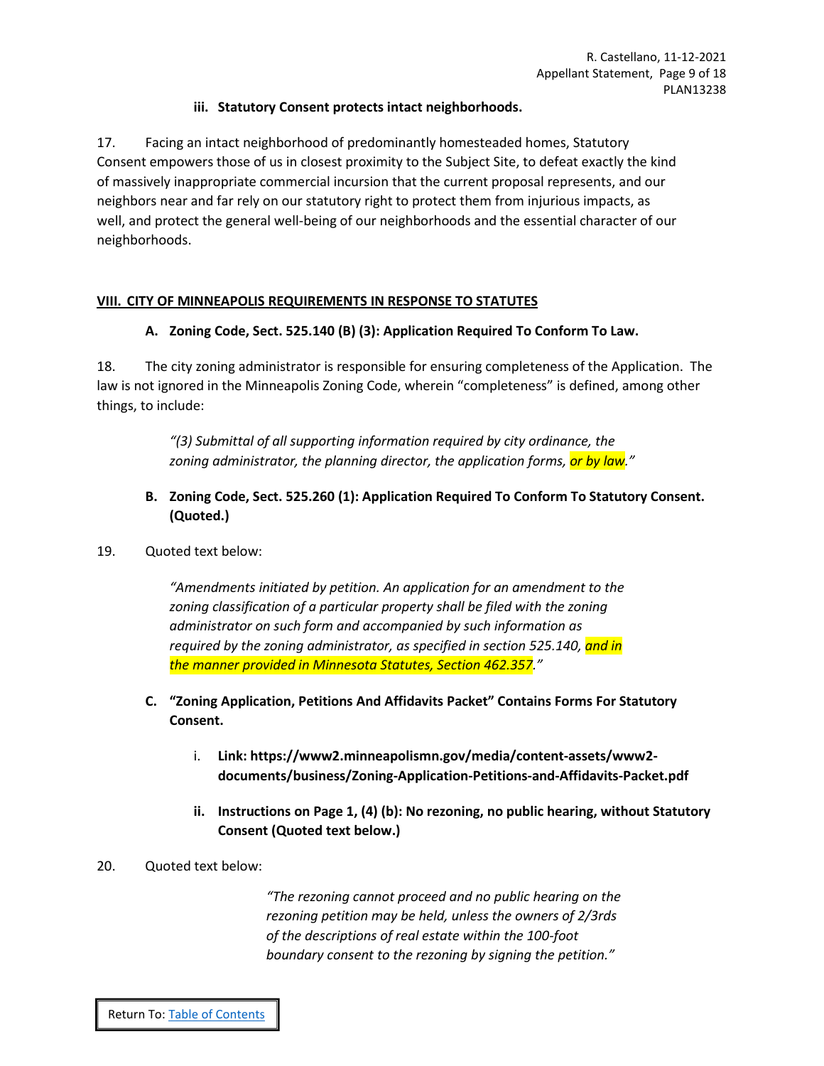### iii. Statutory Consent protects intact neighborhoods.

17. Facing an intact neighborhood of predominantly homesteaded homes, Statutory Consent empowers those of us in closest proximity to the Subject Site, to defeat exactly the kind of massively inappropriate commercial incursion that the current proposal represents, and our neighbors near and far rely on our statutory right to protect them from injurious impacts, as well, and protect the general well-being of our neighborhoods and the essential character of our neighborhoods.

## VIII. CITY OF MINNEAPOLIS REQUIREMENTS IN RESPONSE TO STATUTES

### A. Zoning Code, Sect. 525.140 (B) (3): Application Required To Conform To Law.

18. The city zoning administrator is responsible for ensuring completeness of the Application. The law is not ignored in the Minneapolis Zoning Code, wherein "completeness" is defined, among other things, to include:

> *"(3) Submittal of all supporting information required by city ordinance, the zoning administrator, the planning director, the application forms, or by law."*

### B. Zoning Code, Sect. 525.260 (1): Application Required To Conform To Statutory Consent. (Quoted.)

19. Quoted text below:

> *"Amendments initiated by petition. An application for an amendment to the zoning classification of a particular property shall be filed with the zoning administrator on such form and accompanied by such information as required by the zoning administrator, as specified in section 525.140, and in the manner provided in Minnesota Statutes, Section 462.357."*

### C. "Zoning Application, Petitions And Affidavits Packet" Contains Forms For Statutory Consent.

i. **Link: https://www2.minneapolismn.gov/media/content-assets/www2-documents/business/Zoning-Application-Petitions-and-Affidavits-Packet.pdf**

ii. **Instructions on Page 1, (4) (b): No rezoning, no public hearing, without Statutory Consent (Quoted text below.)**

20. Quoted text below:

> *"The rezoning cannot proceed and no public hearing on the rezoning petition may be held, unless the owners of 2/3rds of the descriptions of real estate within the 100-foot boundary consent to the rezoning by signing the petition."*

Return To: Table of Contents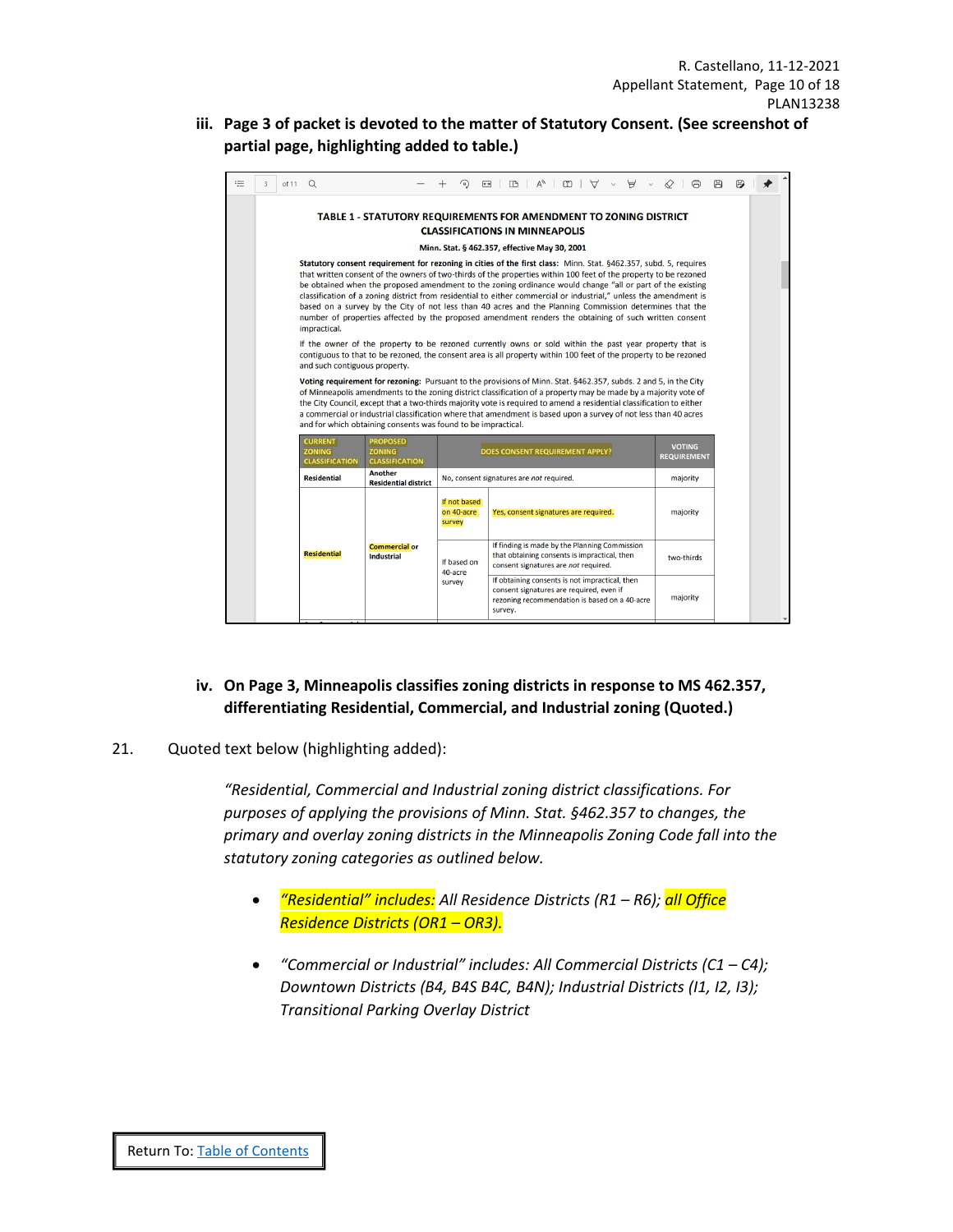iii. **Page 3 of packet is devoted to the matter of Statutory Consent. (See screenshot of partial page, highlighting added to table.)**

**TABLE 1 - STATUTORY REQUIREMENTS FOR AMENDMENT TO ZONING DISTRICT CLASSIFICATIONS IN MINNEAPOLIS**

**Minn. Stat. § 462.357, effective May 30, 2001**

**Statutory consent requirement for rezoning in cities of the first class:** Minn. Stat. §462.357, subd. 5, requires that written consent of the owners of two-thirds of the properties within 100 feet of the property to be rezoned be obtained when the proposed amendment to the zoning ordinance would change "all or part of the existing classification of a zoning district from residential to either commercial or industrial," unless the amendment is based on a survey by the City of not less than 40 acres and the Planning Commission determines that the number of properties affected by the proposed amendment renders the obtaining of such written consent impractical.

If the owner of the property to be rezoned currently owns or sold within the past year property that is contiguous to that to be rezoned, the consent area is all property within 100 feet of the property to be rezoned and such contiguous property.

**Voting requirement for rezoning:** Pursuant to the provisions of Minn. Stat. §462.357, subds. 2 and 5, in the City of Minneapolis amendments to the zoning district classification of a property may be made by a majority vote of the City Council, except that a two-thirds majority vote is required to amend a residential classification to either a commercial or industrial classification where that amendment is based upon a survey of not less than 40 acres and for which obtaining consents was found to be impractical.

| CURRENT ZONING CLASSIFICATION | PROPOSED ZONING CLASSIFICATION | DOES CONSENT REQUIREMENT APPLY? | | VOTING REQUIREMENT |
|---|---|---|---|---|
| Residential | Another Residential district | No, consent signatures are *not* required. | | majority |
| Residential | Commercial or Industrial | If not based on 40-acre survey | Yes, consent signatures are required. | majority |
| | | If based on 40-acre survey | If finding is made by the Planning Commission that obtaining consents is impractical, then consent signatures are *not* required. | two-thirds |
| | | | If obtaining consents is not impractical, then consent signatures are required, even if rezoning recommendation is based on a 40-acre survey. | majority |

iv. **On Page 3, Minneapolis classifies zoning districts in response to MS 462.357, differentiating Residential, Commercial, and Industrial zoning (Quoted.)**

21. Quoted text below (highlighting added):

*"Residential, Commercial and Industrial zoning district classifications. For purposes of applying the provisions of Minn. Stat. §462.357 to changes, the primary and overlay zoning districts in the Minneapolis Zoning Code fall into the statutory zoning categories as outlined below.*

- *"Residential" includes: All Residence Districts (R1 – R6); all Office Residence Districts (OR1 – OR3).*
- *"Commercial or Industrial" includes: All Commercial Districts (C1 – C4); Downtown Districts (B4, B4S B4C, B4N); Industrial Districts (I1, I2, I3); Transitional Parking Overlay District*

Return To: Table of Contents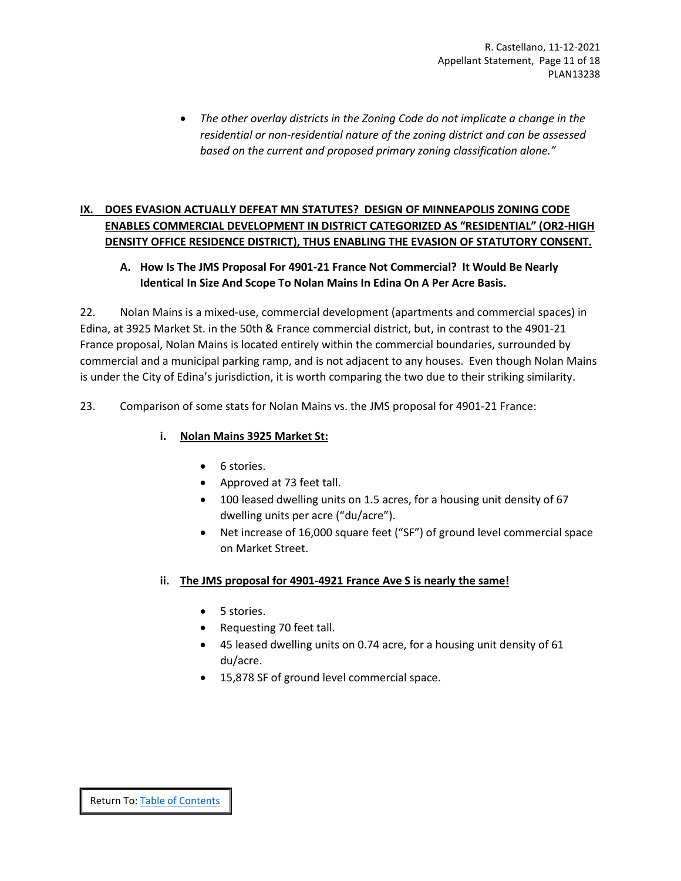- *The other overlay districts in the Zoning Code do not implicate a change in the residential or non-residential nature of the zoning district and can be assessed based on the current and proposed primary zoning classification alone."*

## IX. DOES EVASION ACTUALLY DEFEAT MN STATUTES? DESIGN OF MINNEAPOLIS ZONING CODE ENABLES COMMERCIAL DEVELOPMENT IN DISTRICT CATEGORIZED AS "RESIDENTIAL" (OR2-HIGH DENSITY OFFICE RESIDENCE DISTRICT), THUS ENABLING THE EVASION OF STATUTORY CONSENT.

### A. How Is The JMS Proposal For 4901-21 France Not Commercial? It Would Be Nearly Identical In Size And Scope To Nolan Mains In Edina On A Per Acre Basis.

22. Nolan Mains is a mixed-use, commercial development (apartments and commercial spaces) in Edina, at 3925 Market St. in the 50th & France commercial district, but, in contrast to the 4901-21 France proposal, Nolan Mains is located entirely within the commercial boundaries, surrounded by commercial and a municipal parking ramp, and is not adjacent to any houses. Even though Nolan Mains is under the City of Edina's jurisdiction, it is worth comparing the two due to their striking similarity.

23. Comparison of some stats for Nolan Mains vs. the JMS proposal for 4901-21 France:

**i. Nolan Mains 3925 Market St:**

- 6 stories.
- Approved at 73 feet tall.
- 100 leased dwelling units on 1.5 acres, for a housing unit density of 67 dwelling units per acre ("du/acre").
- Net increase of 16,000 square feet ("SF") of ground level commercial space on Market Street.

**ii. The JMS proposal for 4901-4921 France Ave S is nearly the same!**

- 5 stories.
- Requesting 70 feet tall.
- 45 leased dwelling units on 0.74 acre, for a housing unit density of 61 du/acre.
- 15,878 SF of ground level commercial space.

Return To: Table of Contents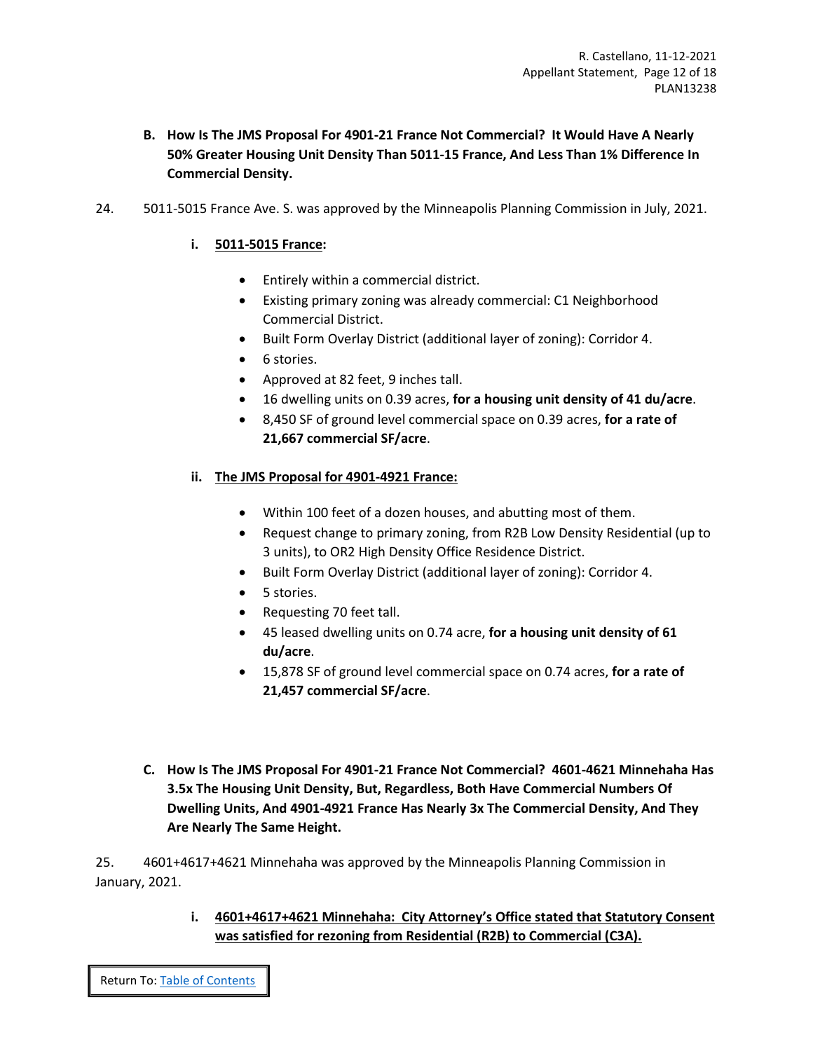**B. How Is The JMS Proposal For 4901-21 France Not Commercial? It Would Have A Nearly 50% Greater Housing Unit Density Than 5011-15 France, And Less Than 1% Difference In Commercial Density.**

24. 5011-5015 France Ave. S. was approved by the Minneapolis Planning Commission in July, 2021.

**i. <u>5011-5015 France</u>:**

- Entirely within a commercial district.
- Existing primary zoning was already commercial: C1 Neighborhood Commercial District.
- Built Form Overlay District (additional layer of zoning): Corridor 4.
- 6 stories.
- Approved at 82 feet, 9 inches tall.
- 16 dwelling units on 0.39 acres, **for a housing unit density of 41 du/acre**.
- 8,450 SF of ground level commercial space on 0.39 acres, **for a rate of 21,667 commercial SF/acre**.

**ii. <u>The JMS Proposal for 4901-4921 France:</u>**

- Within 100 feet of a dozen houses, and abutting most of them.
- Request change to primary zoning, from R2B Low Density Residential (up to 3 units), to OR2 High Density Office Residence District.
- Built Form Overlay District (additional layer of zoning): Corridor 4.
- 5 stories.
- Requesting 70 feet tall.
- 45 leased dwelling units on 0.74 acre, **for a housing unit density of 61 du/acre**.
- 15,878 SF of ground level commercial space on 0.74 acres, **for a rate of 21,457 commercial SF/acre**.

**C. How Is The JMS Proposal For 4901-21 France Not Commercial? 4601-4621 Minnehaha Has 3.5x The Housing Unit Density, But, Regardless, Both Have Commercial Numbers Of Dwelling Units, And 4901-4921 France Has Nearly 3x The Commercial Density, And They Are Nearly The Same Height.**

25. 4601+4617+4621 Minnehaha was approved by the Minneapolis Planning Commission in January, 2021.

**i. <u>4601+4617+4621 Minnehaha: City Attorney's Office stated that Statutory Consent was satisfied for rezoning from Residential (R2B) to Commercial (C3A).</u>**

Return To: [Table of Contents]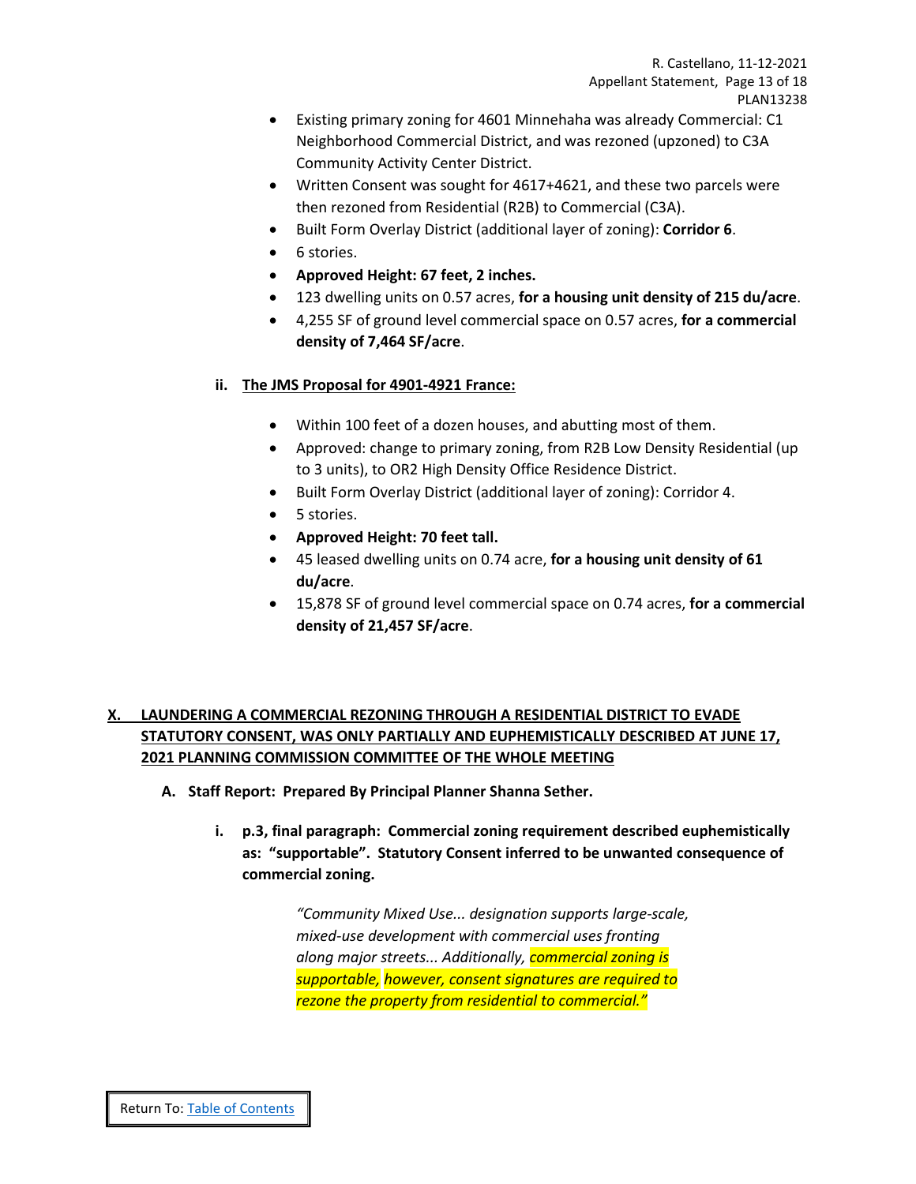- Existing primary zoning for 4601 Minnehaha was already Commercial: C1 Neighborhood Commercial District, and was rezoned (upzoned) to C3A Community Activity Center District.
- Written Consent was sought for 4617+4621, and these two parcels were then rezoned from Residential (R2B) to Commercial (C3A).
- Built Form Overlay District (additional layer of zoning): **Corridor 6**.
- 6 stories.
- **Approved Height: 67 feet, 2 inches.**
- 123 dwelling units on 0.57 acres, **for a housing unit density of 215 du/acre**.
- 4,255 SF of ground level commercial space on 0.57 acres, **for a commercial density of 7,464 SF/acre**.

**ii. <u>The JMS Proposal for 4901-4921 France:</u>**

- Within 100 feet of a dozen houses, and abutting most of them.
- Approved: change to primary zoning, from R2B Low Density Residential (up to 3 units), to OR2 High Density Office Residence District.
- Built Form Overlay District (additional layer of zoning): Corridor 4.
- 5 stories.
- **Approved Height: 70 feet tall.**
- 45 leased dwelling units on 0.74 acre, **for a housing unit density of 61 du/acre**.
- 15,878 SF of ground level commercial space on 0.74 acres, **for a commercial density of 21,457 SF/acre**.

## <u>X. LAUNDERING A COMMERCIAL REZONING THROUGH A RESIDENTIAL DISTRICT TO EVADE STATUTORY CONSENT, WAS ONLY PARTIALLY AND EUPHEMISTICALLY DESCRIBED AT JUNE 17, 2021 PLANNING COMMISSION COMMITTEE OF THE WHOLE MEETING</u>

**A. Staff Report: Prepared By Principal Planner Shanna Sether.**

**i. p.3, final paragraph: Commercial zoning requirement described euphemistically as: "supportable". Statutory Consent inferred to be unwanted consequence of commercial zoning.**

> *"Community Mixed Use... designation supports large-scale, mixed-use development with commercial uses fronting along major streets... Additionally, commercial zoning is supportable, however, consent signatures are required to rezone the property from residential to commercial."*

Return To: Table of Contents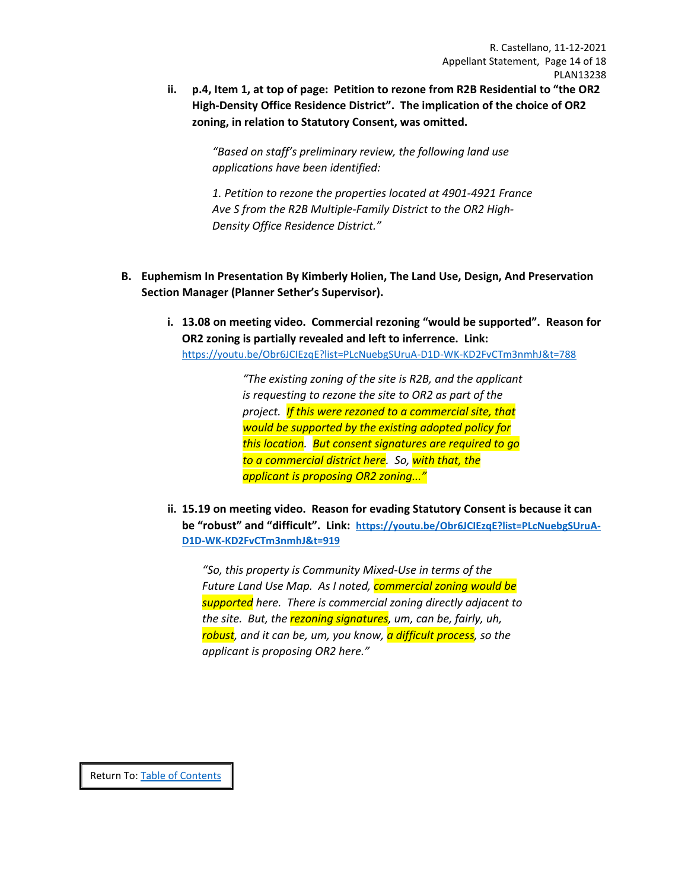ii. **p.4, Item 1, at top of page: Petition to rezone from R2B Residential to "the OR2 High-Density Office Residence District". The implication of the choice of OR2 zoning, in relation to Statutory Consent, was omitted.**

> *"Based on staff's preliminary review, the following land use applications have been identified:*
>
> *1. Petition to rezone the properties located at 4901-4921 France Ave S from the R2B Multiple-Family District to the OR2 High-Density Office Residence District."*

**B. Euphemism In Presentation By Kimberly Holien, The Land Use, Design, And Preservation Section Manager (Planner Sether's Supervisor).**

i. **13.08 on meeting video. Commercial rezoning "would be supported". Reason for OR2 zoning is partially revealed and left to inferrence. Link:** [https://youtu.be/Obr6JCIEzqE?list=PLcNuebgSUruA-D1D-WK-KD2FvCTm3nmhJ&t=788](https://youtu.be/Obr6JCIEzqE?list=PLcNuebgSUruA-D1D-WK-KD2FvCTm3nmhJ&t=788)

> *"The existing zoning of the site is R2B, and the applicant is requesting to rezone the site to OR2 as part of the project. If this were rezoned to a commercial site, that would be supported by the existing adopted policy for this location. But consent signatures are required to go to a commercial district here. So, with that, the applicant is proposing OR2 zoning..."*

ii. **15.19 on meeting video. Reason for evading Statutory Consent is because it can be "robust" and "difficult". Link: [https://youtu.be/Obr6JCIEzqE?list=PLcNuebgSUruA-D1D-WK-KD2FvCTm3nmhJ&t=919](https://youtu.be/Obr6JCIEzqE?list=PLcNuebgSUruA-D1D-WK-KD2FvCTm3nmhJ&t=919)**

> *"So, this property is Community Mixed-Use in terms of the Future Land Use Map. As I noted, commercial zoning would be supported here. There is commercial zoning directly adjacent to the site. But, the rezoning signatures, um, can be, fairly, uh, robust, and it can be, um, you know, a difficult process, so the applicant is proposing OR2 here."*

Return To: [Table of Contents]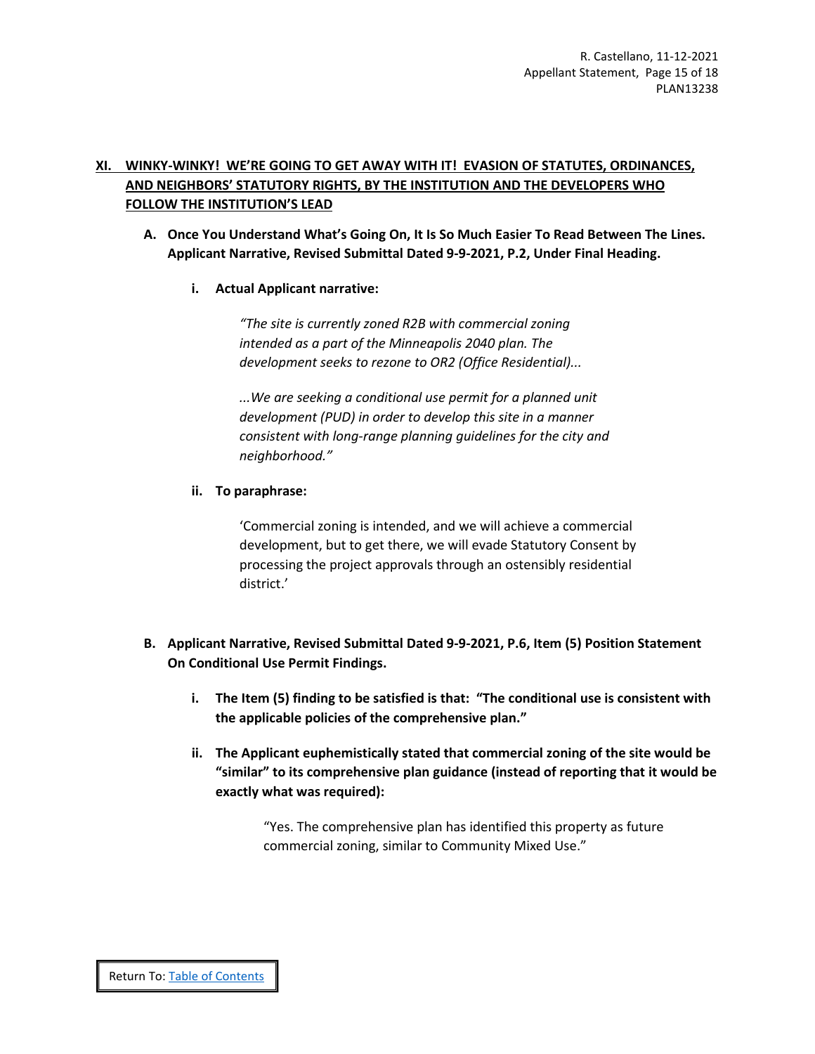## XI. WINKY-WINKY! WE'RE GOING TO GET AWAY WITH IT! EVASION OF STATUTES, ORDINANCES, AND NEIGHBORS' STATUTORY RIGHTS, BY THE INSTITUTION AND THE DEVELOPERS WHO FOLLOW THE INSTITUTION'S LEAD

### A. Once You Understand What's Going On, It Is So Much Easier To Read Between The Lines. Applicant Narrative, Revised Submittal Dated 9-9-2021, P.2, Under Final Heading.

#### i. Actual Applicant narrative:

> *"The site is currently zoned R2B with commercial zoning intended as a part of the Minneapolis 2040 plan. The development seeks to rezone to OR2 (Office Residential)...*
>
> *...We are seeking a conditional use permit for a planned unit development (PUD) in order to develop this site in a manner consistent with long-range planning guidelines for the city and neighborhood."*

#### ii. To paraphrase:

> 'Commercial zoning is intended, and we will achieve a commercial development, but to get there, we will evade Statutory Consent by processing the project approvals through an ostensibly residential district.'

### B. Applicant Narrative, Revised Submittal Dated 9-9-2021, P.6, Item (5) Position Statement On Conditional Use Permit Findings.

**i. The Item (5) finding to be satisfied is that: "The conditional use is consistent with the applicable policies of the comprehensive plan."**

**ii. The Applicant euphemistically stated that commercial zoning of the site would be "similar" to its comprehensive plan guidance (instead of reporting that it would be exactly what was required):**

> "Yes. The comprehensive plan has identified this property as future commercial zoning, similar to Community Mixed Use."

Return To: [Table of Contents]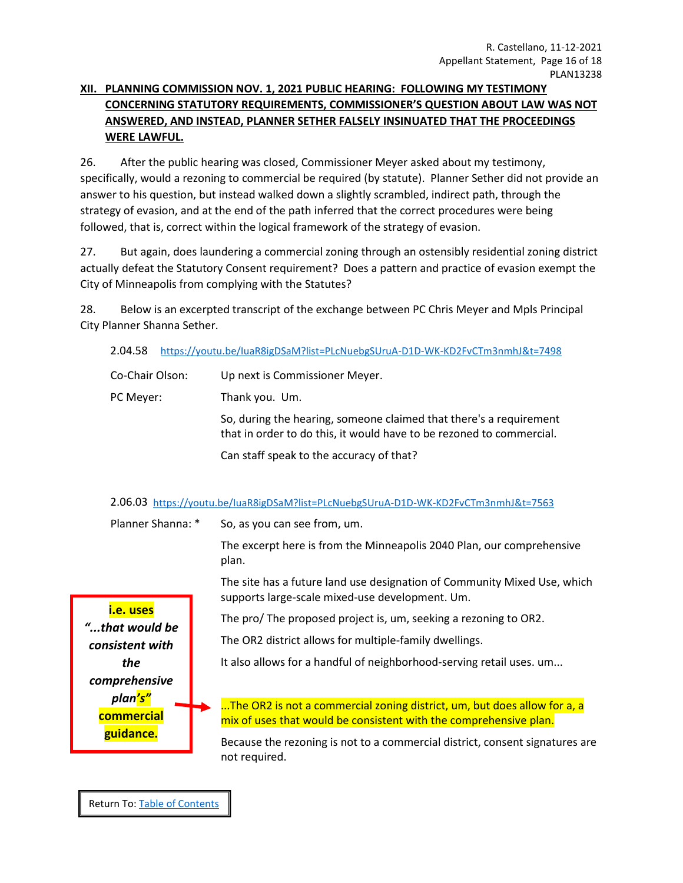## XII. PLANNING COMMISSION NOV. 1, 2021 PUBLIC HEARING: FOLLOWING MY TESTIMONY CONCERNING STATUTORY REQUIREMENTS, COMMISSIONER'S QUESTION ABOUT LAW WAS NOT ANSWERED, AND INSTEAD, PLANNER SETHER FALSELY INSINUATED THAT THE PROCEEDINGS WERE LAWFUL.

26. After the public hearing was closed, Commissioner Meyer asked about my testimony, specifically, would a rezoning to commercial be required (by statute). Planner Sether did not provide an answer to his question, but instead walked down a slightly scrambled, indirect path, through the strategy of evasion, and at the end of the path inferred that the correct procedures were being followed, that is, correct within the logical framework of the strategy of evasion.

27. But again, does laundering a commercial zoning through an ostensibly residential zoning district actually defeat the Statutory Consent requirement? Does a pattern and practice of evasion exempt the City of Minneapolis from complying with the Statutes?

28. Below is an excerpted transcript of the exchange between PC Chris Meyer and Mpls Principal City Planner Shanna Sether.

2.04.58 https://youtu.be/IuaR8igDSaM?list=PLcNuebgSUruA-D1D-WK-KD2FvCTm3nmhJ&t=7498

| | |
|---|---|
| Co-Chair Olson: | Up next is Commissioner Meyer. |
| PC Meyer: | Thank you. Um. |
| | So, during the hearing, someone claimed that there's a requirement that in order to do this, it would have to be rezoned to commercial. |
| | Can staff speak to the accuracy of that? |

2.06.03 https://youtu.be/IuaR8igDSaM?list=PLcNuebgSUruA-D1D-WK-KD2FvCTm3nmhJ&t=7563

| | |
|---|---|
| Planner Shanna: * | So, as you can see from, um. |
| | The excerpt here is from the Minneapolis 2040 Plan, our comprehensive plan. |
| | The site has a future land use designation of Community Mixed Use, which supports large-scale mixed-use development. Um. |
| | The pro/ The proposed project is, um, seeking a rezoning to OR2. |
| | The OR2 district allows for multiple-family dwellings. |
| | It also allows for a handful of neighborhood-serving retail uses. um... |
| **i.e. uses *"...that would be consistent with the comprehensive plan's"* commercial guidance.** → | ...The OR2 is not a commercial zoning district, um, but does allow for a, a mix of uses that would be consistent with the comprehensive plan. |
| | Because the rezoning is not to a commercial district, consent signatures are not required. |

Return To: Table of Contents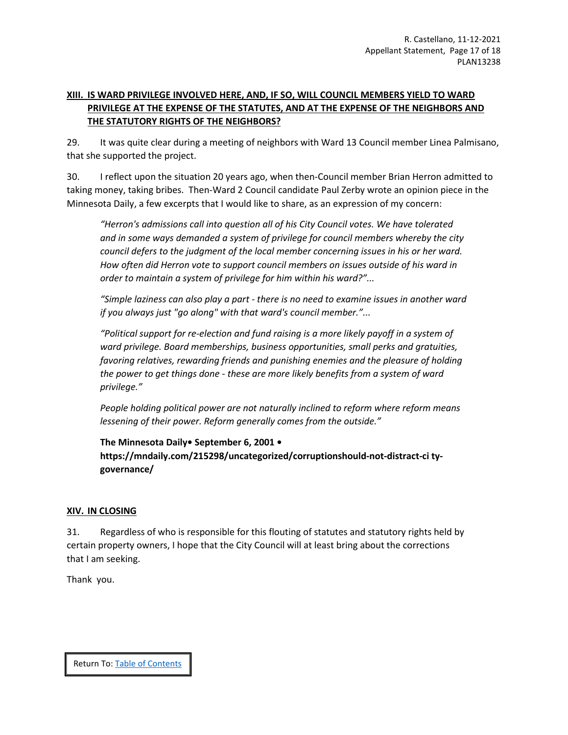## XIII. IS WARD PRIVILEGE INVOLVED HERE, AND, IF SO, WILL COUNCIL MEMBERS YIELD TO WARD PRIVILEGE AT THE EXPENSE OF THE STATUTES, AND AT THE EXPENSE OF THE NEIGHBORS AND THE STATUTORY RIGHTS OF THE NEIGHBORS?

29. It was quite clear during a meeting of neighbors with Ward 13 Council member Linea Palmisano, that she supported the project.

30. I reflect upon the situation 20 years ago, when then-Council member Brian Herron admitted to taking money, taking bribes. Then-Ward 2 Council candidate Paul Zerby wrote an opinion piece in the Minnesota Daily, a few excerpts that I would like to share, as an expression of my concern:

> *"Herron's admissions call into question all of his City Council votes. We have tolerated and in some ways demanded a system of privilege for council members whereby the city council defers to the judgment of the local member concerning issues in his or her ward. How often did Herron vote to support council members on issues outside of his ward in order to maintain a system of privilege for him within his ward?"...*
>
> *"Simple laziness can also play a part - there is no need to examine issues in another ward if you always just "go along" with that ward's council member."...*
>
> *"Political support for re-election and fund raising is a more likely payoff in a system of ward privilege. Board memberships, business opportunities, small perks and gratuities, favoring relatives, rewarding friends and punishing enemies and the pleasure of holding the power to get things done - these are more likely benefits from a system of ward privilege."*
>
> *People holding political power are not naturally inclined to reform where reform means lessening of their power. Reform generally comes from the outside."*
>
> **The Minnesota Daily• September 6, 2001 • https://mndaily.com/215298/uncategorized/corruptionshould-not-distract-ci ty-governance/**

## XIV. IN CLOSING

31. Regardless of who is responsible for this flouting of statutes and statutory rights held by certain property owners, I hope that the City Council will at least bring about the corrections that I am seeking.

Thank you.

Return To: [Table of Contents](#)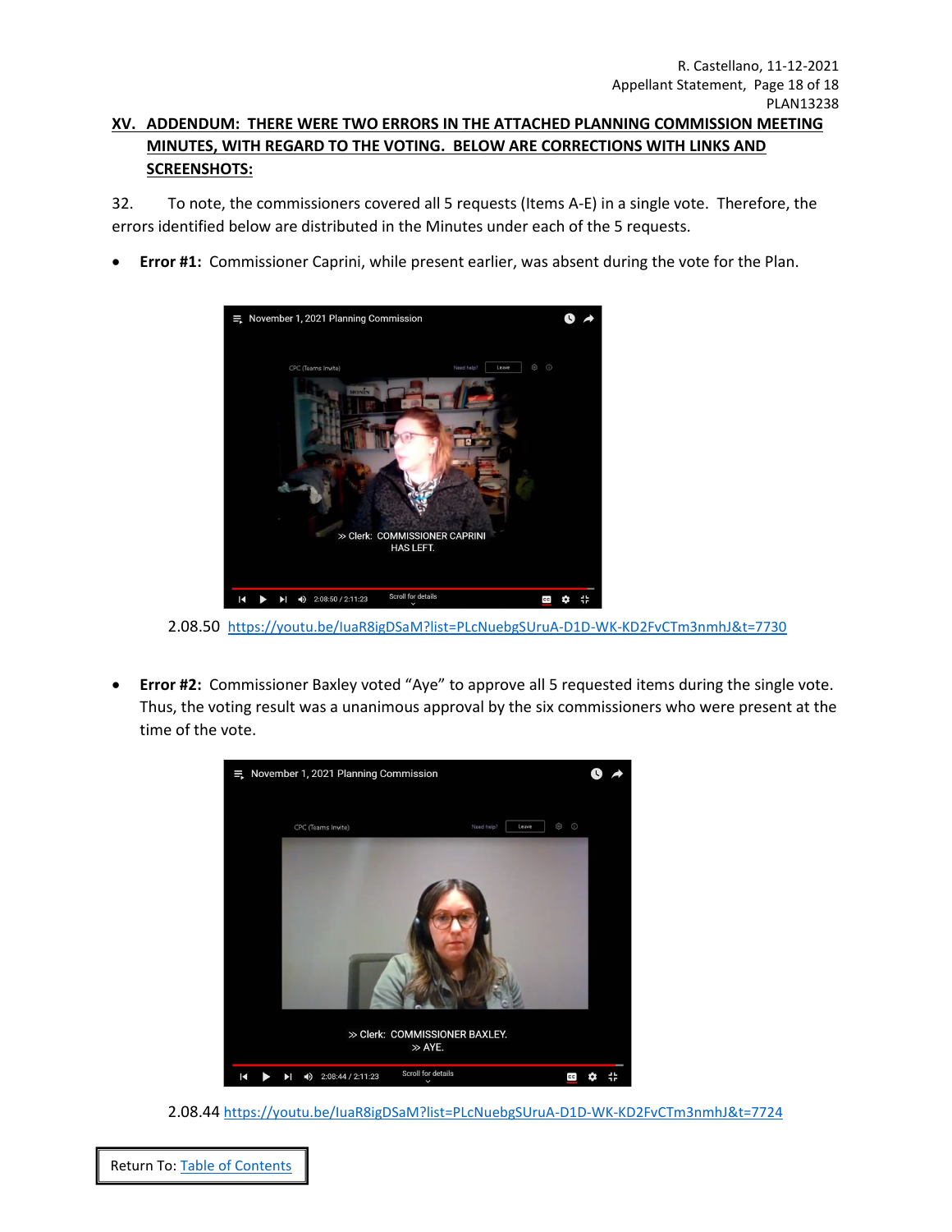## XV. ADDENDUM: THERE WERE TWO ERRORS IN THE ATTACHED PLANNING COMMISSION MEETING MINUTES, WITH REGARD TO THE VOTING. BELOW ARE CORRECTIONS WITH LINKS AND SCREENSHOTS:

32. To note, the commissioners covered all 5 requests (Items A-E) in a single vote. Therefore, the errors identified below are distributed in the Minutes under each of the 5 requests.

- **Error #1:** Commissioner Caprini, while present earlier, was absent during the vote for the Plan.

2.08.50 https://youtu.be/IuaR8igDSaM?list=PLcNuebgSUruA-D1D-WK-KD2FvCTm3nmhJ&t=7730

- **Error #2:** Commissioner Baxley voted "Aye" to approve all 5 requested items during the single vote. Thus, the voting result was a unanimous approval by the six commissioners who were present at the time of the vote.

2.08.44 https://youtu.be/IuaR8igDSaM?list=PLcNuebgSUruA-D1D-WK-KD2FvCTm3nmhJ&t=7724

Return To: Table of Contents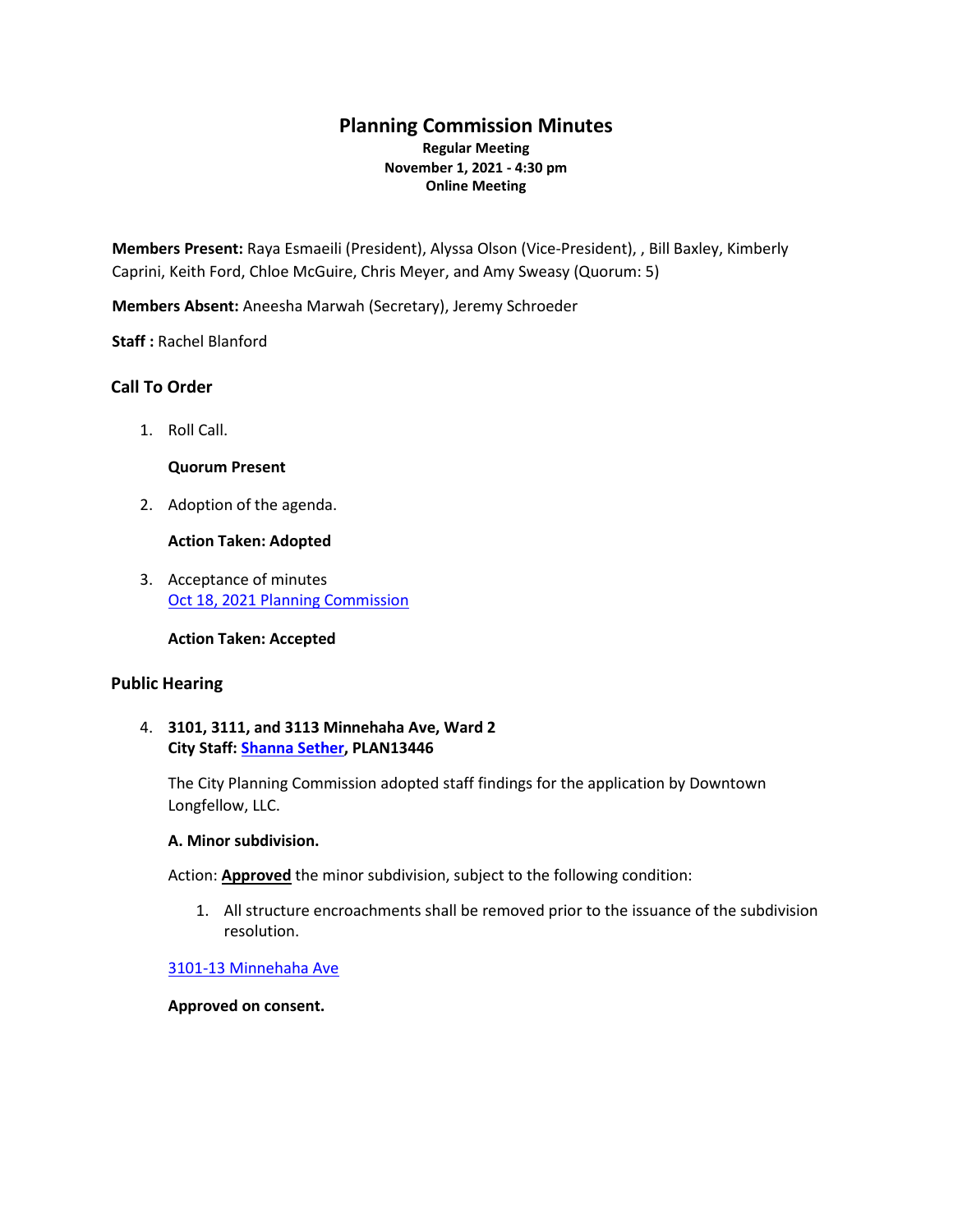# Planning Commission Minutes

**Regular Meeting**
**November 1, 2021 - 4:30 pm**
**Online Meeting**

**Members Present:** Raya Esmaeili (President), Alyssa Olson (Vice-President), , Bill Baxley, Kimberly Caprini, Keith Ford, Chloe McGuire, Chris Meyer, and Amy Sweasy (Quorum: 5)

**Members Absent:** Aneesha Marwah (Secretary), Jeremy Schroeder

**Staff :** Rachel Blanford

## Call To Order

1. Roll Call.

   **Quorum Present**

2. Adoption of the agenda.

   **Action Taken: Adopted**

3. Acceptance of minutes
   Oct 18, 2021 Planning Commission

   **Action Taken: Accepted**

## Public Hearing

4. **3101, 3111, and 3113 Minnehaha Ave, Ward 2**
   **City Staff: Shanna Sether, PLAN13446**

   The City Planning Commission adopted staff findings for the application by Downtown Longfellow, LLC.

   **A. Minor subdivision.**

   Action: **Approved** the minor subdivision, subject to the following condition:

   1. All structure encroachments shall be removed prior to the issuance of the subdivision resolution.

   3101-13 Minnehaha Ave

   **Approved on consent.**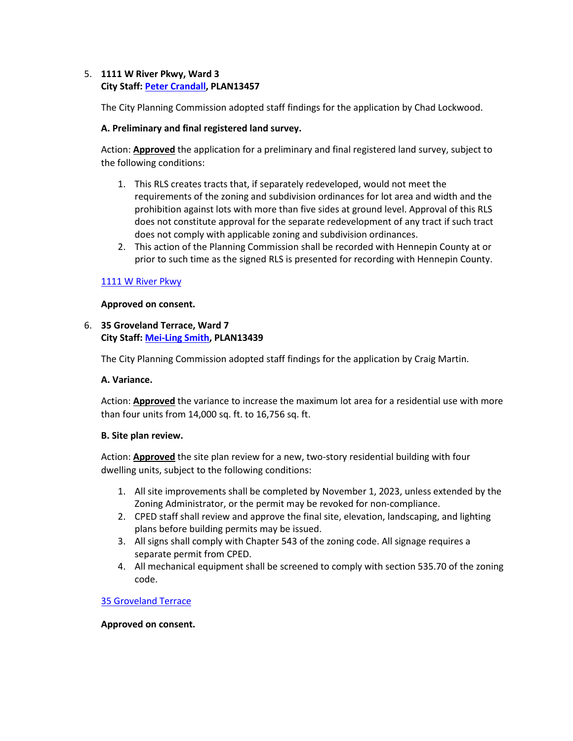5. **1111 W River Pkwy, Ward 3**
   **City Staff: Peter Crandall, PLAN13457**

   The City Planning Commission adopted staff findings for the application by Chad Lockwood.

   **A. Preliminary and final registered land survey.**

   Action: **Approved** the application for a preliminary and final registered land survey, subject to the following conditions:

   1. This RLS creates tracts that, if separately redeveloped, would not meet the requirements of the zoning and subdivision ordinances for lot area and width and the prohibition against lots with more than five sides at ground level. Approval of this RLS does not constitute approval for the separate redevelopment of any tract if such tract does not comply with applicable zoning and subdivision ordinances.
   2. This action of the Planning Commission shall be recorded with Hennepin County at or prior to such time as the signed RLS is presented for recording with Hennepin County.

   1111 W River Pkwy

   **Approved on consent.**

6. **35 Groveland Terrace, Ward 7**
   **City Staff: Mei-Ling Smith, PLAN13439**

   The City Planning Commission adopted staff findings for the application by Craig Martin.

   **A. Variance.**

   Action: **Approved** the variance to increase the maximum lot area for a residential use with more than four units from 14,000 sq. ft. to 16,756 sq. ft.

   **B. Site plan review.**

   Action: **Approved** the site plan review for a new, two-story residential building with four dwelling units, subject to the following conditions:

   1. All site improvements shall be completed by November 1, 2023, unless extended by the Zoning Administrator, or the permit may be revoked for non-compliance.
   2. CPED staff shall review and approve the final site, elevation, landscaping, and lighting plans before building permits may be issued.
   3. All signs shall comply with Chapter 543 of the zoning code. All signage requires a separate permit from CPED.
   4. All mechanical equipment shall be screened to comply with section 535.70 of the zoning code.

   35 Groveland Terrace

   **Approved on consent.**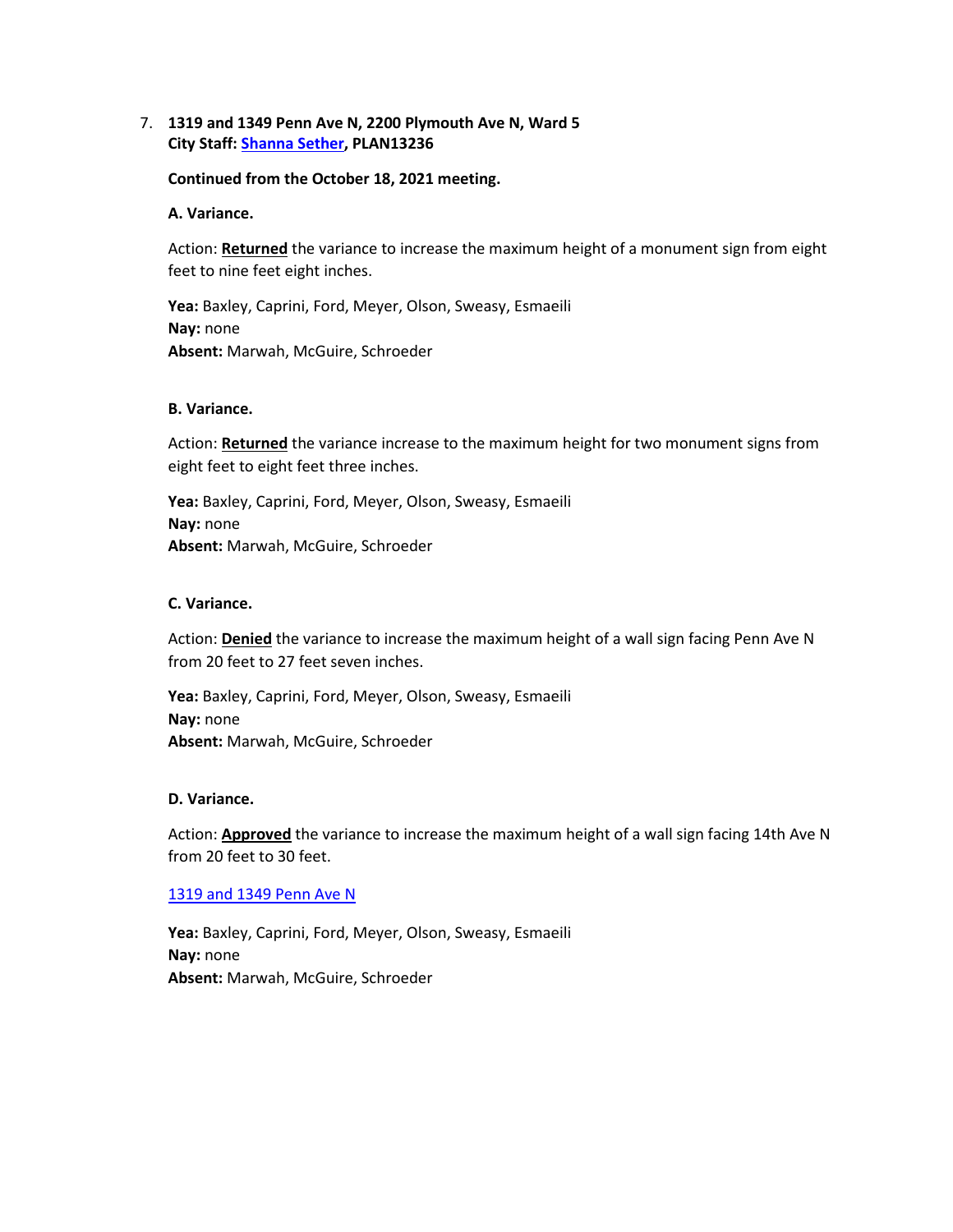7. **1319 and 1349 Penn Ave N, 2200 Plymouth Ave N, Ward 5**
   **City Staff: Shanna Sether, PLAN13236**

   **Continued from the October 18, 2021 meeting.**

   **A. Variance.**

   Action: **Returned** the variance to increase the maximum height of a monument sign from eight feet to nine feet eight inches.

   **Yea:** Baxley, Caprini, Ford, Meyer, Olson, Sweasy, Esmaeili
   **Nay:** none
   **Absent:** Marwah, McGuire, Schroeder

   **B. Variance.**

   Action: **Returned** the variance increase to the maximum height for two monument signs from eight feet to eight feet three inches.

   **Yea:** Baxley, Caprini, Ford, Meyer, Olson, Sweasy, Esmaeili
   **Nay:** none
   **Absent:** Marwah, McGuire, Schroeder

   **C. Variance.**

   Action: **Denied** the variance to increase the maximum height of a wall sign facing Penn Ave N from 20 feet to 27 feet seven inches.

   **Yea:** Baxley, Caprini, Ford, Meyer, Olson, Sweasy, Esmaeili
   **Nay:** none
   **Absent:** Marwah, McGuire, Schroeder

   **D. Variance.**

   Action: **Approved** the variance to increase the maximum height of a wall sign facing 14th Ave N from 20 feet to 30 feet.

   1319 and 1349 Penn Ave N

   **Yea:** Baxley, Caprini, Ford, Meyer, Olson, Sweasy, Esmaeili
   **Nay:** none
   **Absent:** Marwah, McGuire, Schroeder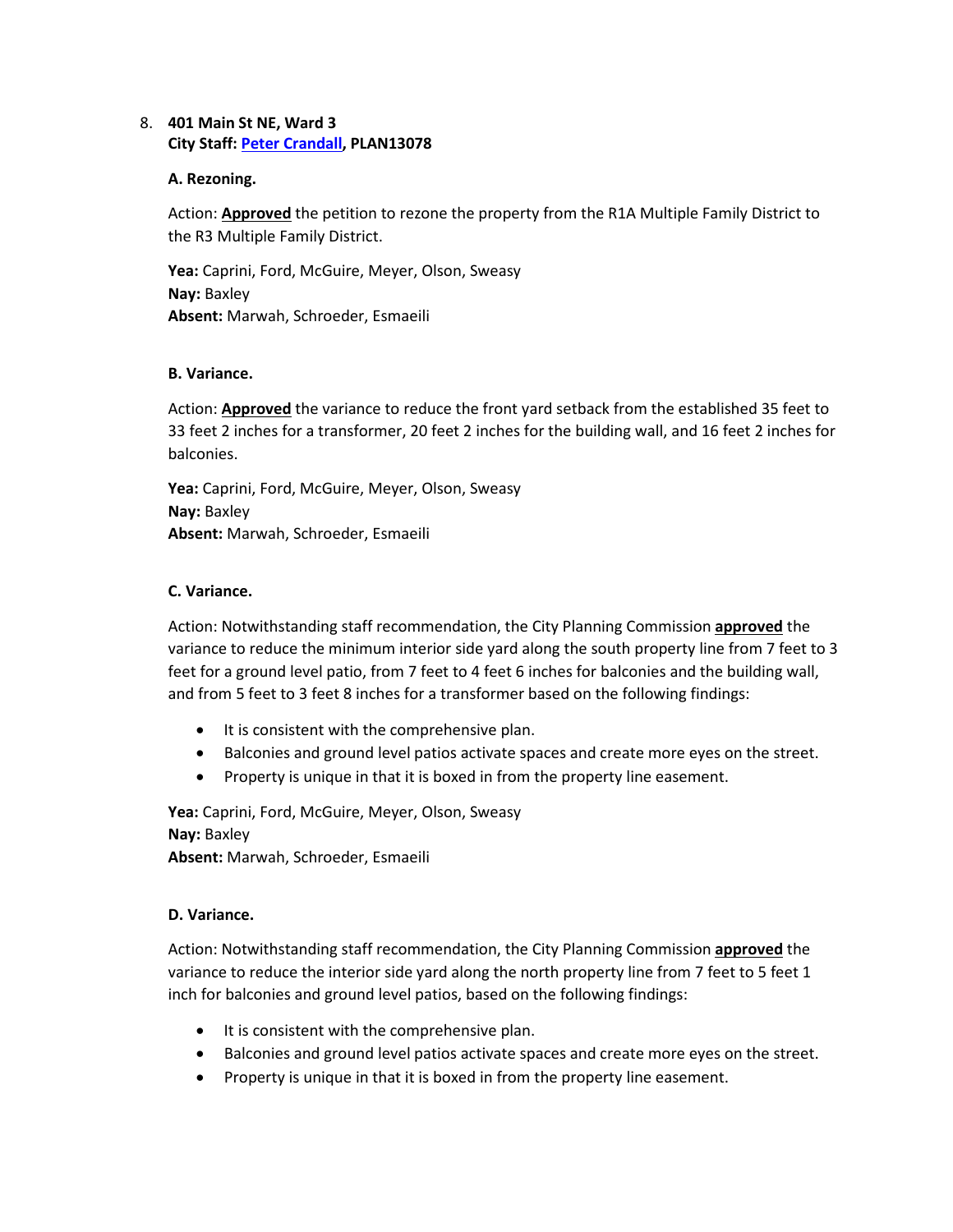8. **401 Main St NE, Ward 3**
   **City Staff: Peter Crandall, PLAN13078**

   **A. Rezoning.**

   Action: **Approved** the petition to rezone the property from the R1A Multiple Family District to the R3 Multiple Family District.

   **Yea:** Caprini, Ford, McGuire, Meyer, Olson, Sweasy
   **Nay:** Baxley
   **Absent:** Marwah, Schroeder, Esmaeili

   **B. Variance.**

   Action: **Approved** the variance to reduce the front yard setback from the established 35 feet to 33 feet 2 inches for a transformer, 20 feet 2 inches for the building wall, and 16 feet 2 inches for balconies.

   **Yea:** Caprini, Ford, McGuire, Meyer, Olson, Sweasy
   **Nay:** Baxley
   **Absent:** Marwah, Schroeder, Esmaeili

   **C. Variance.**

   Action: Notwithstanding staff recommendation, the City Planning Commission **approved** the variance to reduce the minimum interior side yard along the south property line from 7 feet to 3 feet for a ground level patio, from 7 feet to 4 feet 6 inches for balconies and the building wall, and from 5 feet to 3 feet 8 inches for a transformer based on the following findings:

   - It is consistent with the comprehensive plan.
   - Balconies and ground level patios activate spaces and create more eyes on the street.
   - Property is unique in that it is boxed in from the property line easement.

   **Yea:** Caprini, Ford, McGuire, Meyer, Olson, Sweasy
   **Nay:** Baxley
   **Absent:** Marwah, Schroeder, Esmaeili

   **D. Variance.**

   Action: Notwithstanding staff recommendation, the City Planning Commission **approved** the variance to reduce the interior side yard along the north property line from 7 feet to 5 feet 1 inch for balconies and ground level patios, based on the following findings:

   - It is consistent with the comprehensive plan.
   - Balconies and ground level patios activate spaces and create more eyes on the street.
   - Property is unique in that it is boxed in from the property line easement.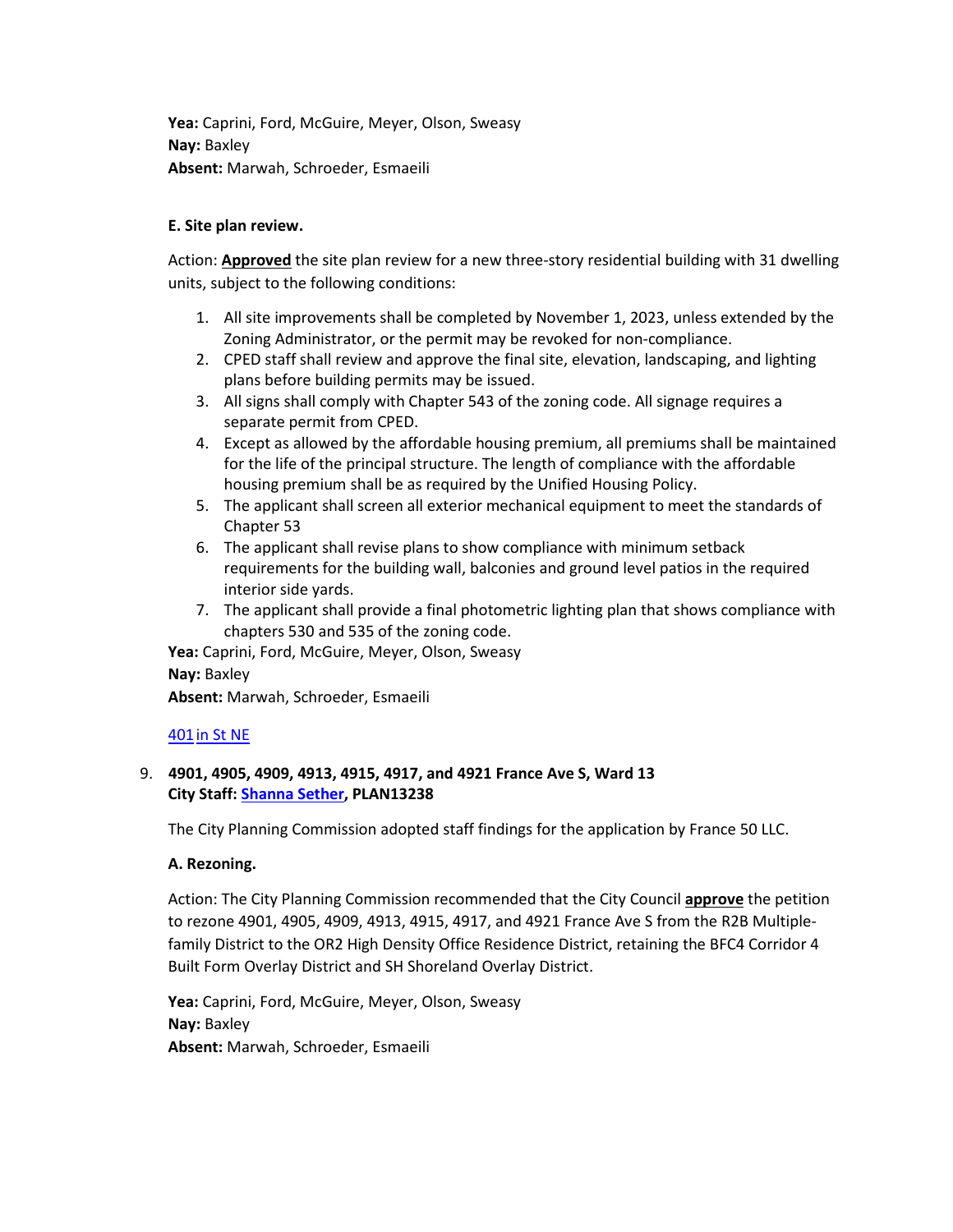**Yea:** Caprini, Ford, McGuire, Meyer, Olson, Sweasy
**Nay:** Baxley
**Absent:** Marwah, Schroeder, Esmaeili

**E. Site plan review.**

Action: **Approved** the site plan review for a new three-story residential building with 31 dwelling units, subject to the following conditions:

1. All site improvements shall be completed by November 1, 2023, unless extended by the Zoning Administrator, or the permit may be revoked for non-compliance.
2. CPED staff shall review and approve the final site, elevation, landscaping, and lighting plans before building permits may be issued.
3. All signs shall comply with Chapter 543 of the zoning code. All signage requires a separate permit from CPED.
4. Except as allowed by the affordable housing premium, all premiums shall be maintained for the life of the principal structure. The length of compliance with the affordable housing premium shall be as required by the Unified Housing Policy.
5. The applicant shall screen all exterior mechanical equipment to meet the standards of Chapter 53
6. The applicant shall revise plans to show compliance with minimum setback requirements for the building wall, balconies and ground level patios in the required interior side yards.
7. The applicant shall provide a final photometric lighting plan that shows compliance with chapters 530 and 535 of the zoning code.

**Yea:** Caprini, Ford, McGuire, Meyer, Olson, Sweasy
**Nay:** Baxley
**Absent:** Marwah, Schroeder, Esmaeili

401 in St NE

9. **4901, 4905, 4909, 4913, 4915, 4917, and 4921 France Ave S, Ward 13**
   **City Staff: Shanna Sether, PLAN13238**

   The City Planning Commission adopted staff findings for the application by France 50 LLC.

   **A. Rezoning.**

   Action: The City Planning Commission recommended that the City Council **approve** the petition to rezone 4901, 4905, 4909, 4913, 4915, 4917, and 4921 France Ave S from the R2B Multiple-family District to the OR2 High Density Office Residence District, retaining the BFC4 Corridor 4 Built Form Overlay District and SH Shoreland Overlay District.

   **Yea:** Caprini, Ford, McGuire, Meyer, Olson, Sweasy
   **Nay:** Baxley
   **Absent:** Marwah, Schroeder, Esmaeili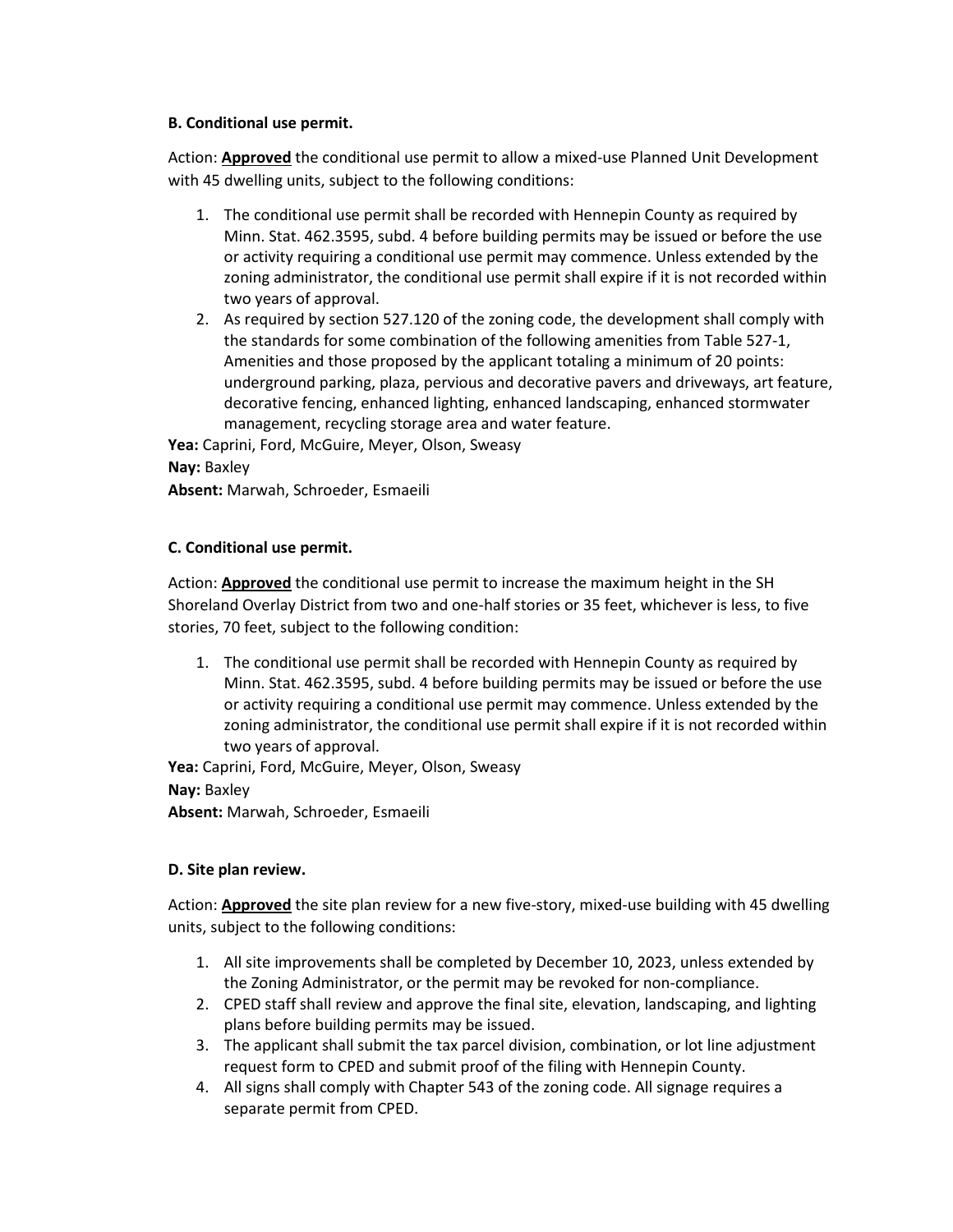**B. Conditional use permit.**

Action: **Approved** the conditional use permit to allow a mixed-use Planned Unit Development with 45 dwelling units, subject to the following conditions:

1. The conditional use permit shall be recorded with Hennepin County as required by Minn. Stat. 462.3595, subd. 4 before building permits may be issued or before the use or activity requiring a conditional use permit may commence. Unless extended by the zoning administrator, the conditional use permit shall expire if it is not recorded within two years of approval.
2. As required by section 527.120 of the zoning code, the development shall comply with the standards for some combination of the following amenities from Table 527-1, Amenities and those proposed by the applicant totaling a minimum of 20 points: underground parking, plaza, pervious and decorative pavers and driveways, art feature, decorative fencing, enhanced lighting, enhanced landscaping, enhanced stormwater management, recycling storage area and water feature.

**Yea:** Caprini, Ford, McGuire, Meyer, Olson, Sweasy
**Nay:** Baxley
**Absent:** Marwah, Schroeder, Esmaeili

**C. Conditional use permit.**

Action: **Approved** the conditional use permit to increase the maximum height in the SH Shoreland Overlay District from two and one-half stories or 35 feet, whichever is less, to five stories, 70 feet, subject to the following condition:

1. The conditional use permit shall be recorded with Hennepin County as required by Minn. Stat. 462.3595, subd. 4 before building permits may be issued or before the use or activity requiring a conditional use permit may commence. Unless extended by the zoning administrator, the conditional use permit shall expire if it is not recorded within two years of approval.

**Yea:** Caprini, Ford, McGuire, Meyer, Olson, Sweasy
**Nay:** Baxley
**Absent:** Marwah, Schroeder, Esmaeili

**D. Site plan review.**

Action: **Approved** the site plan review for a new five-story, mixed-use building with 45 dwelling units, subject to the following conditions:

1. All site improvements shall be completed by December 10, 2023, unless extended by the Zoning Administrator, or the permit may be revoked for non-compliance.
2. CPED staff shall review and approve the final site, elevation, landscaping, and lighting plans before building permits may be issued.
3. The applicant shall submit the tax parcel division, combination, or lot line adjustment request form to CPED and submit proof of the filing with Hennepin County.
4. All signs shall comply with Chapter 543 of the zoning code. All signage requires a separate permit from CPED.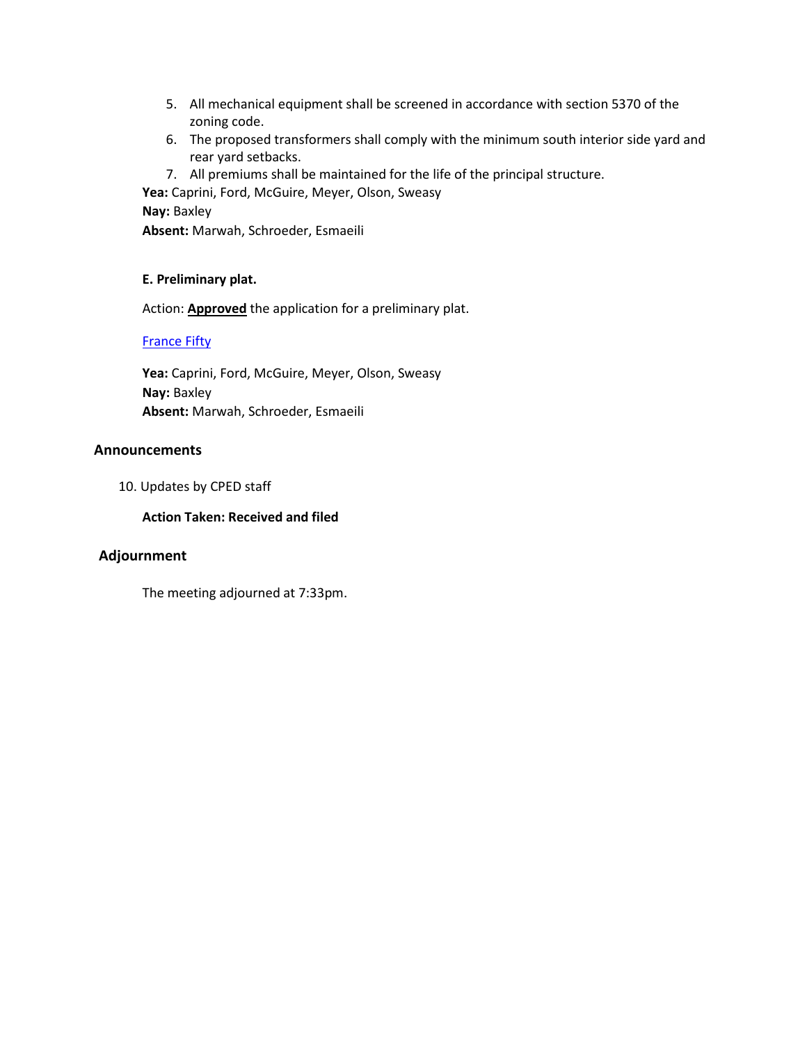5. All mechanical equipment shall be screened in accordance with section 5370 of the zoning code.
6. The proposed transformers shall comply with the minimum south interior side yard and rear yard setbacks.
7. All premiums shall be maintained for the life of the principal structure.

**Yea:** Caprini, Ford, McGuire, Meyer, Olson, Sweasy
**Nay:** Baxley
**Absent:** Marwah, Schroeder, Esmaeili

**E. Preliminary plat.**

Action: **Approved** the application for a preliminary plat.

France Fifty

**Yea:** Caprini, Ford, McGuire, Meyer, Olson, Sweasy
**Nay:** Baxley
**Absent:** Marwah, Schroeder, Esmaeili

## Announcements

10. Updates by CPED staff

**Action Taken: Received and filed**

## Adjournment

The meeting adjourned at 7:33pm.